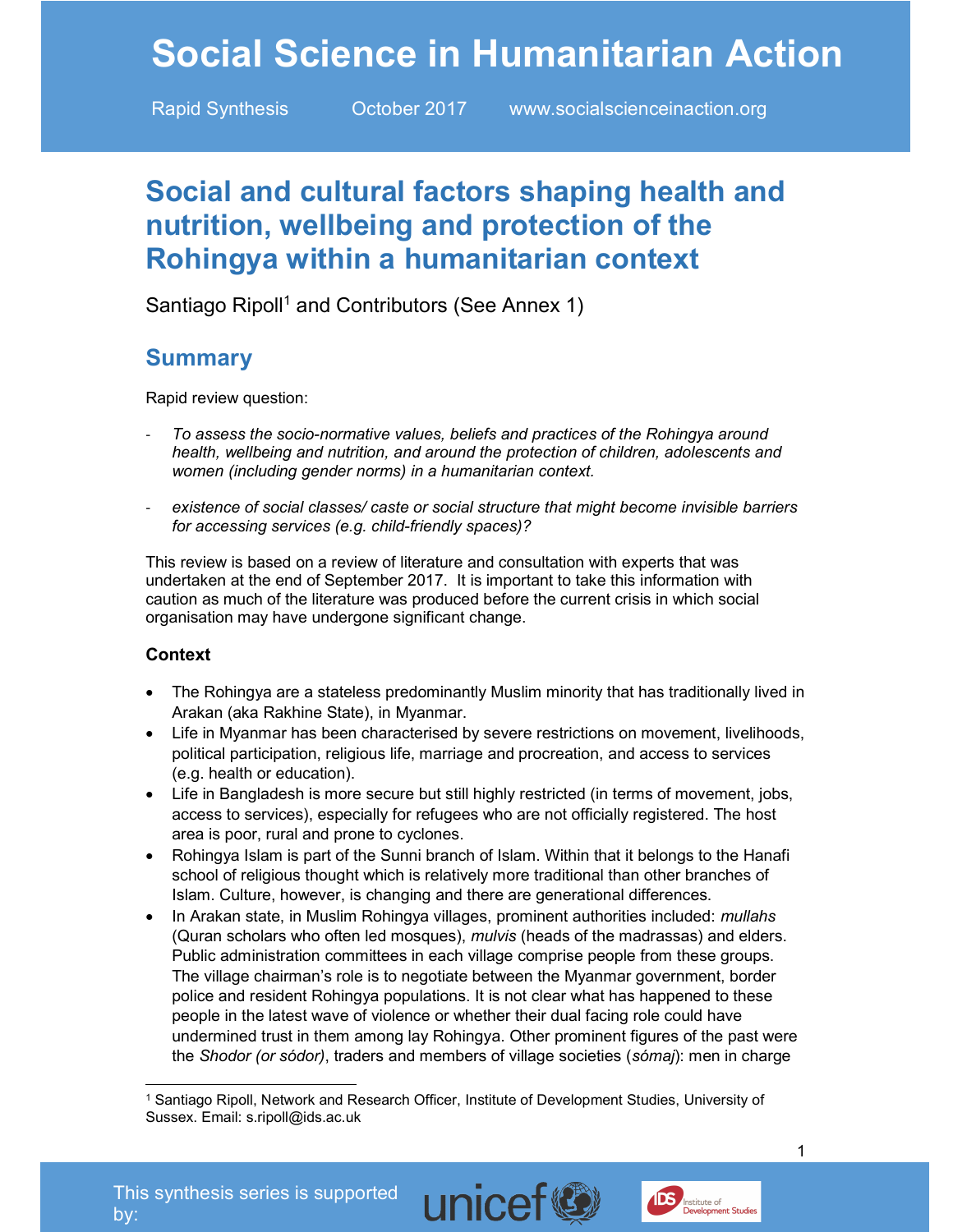# Social Science in Humanitarian Action

Rapid Synthesis    October 2017    www.socialscienceinaction.org

## Social and cultural factors shaping health and nutrition, wellbeing and protection of the Rohingya within a humanitarian context

Santiago Ripoll[1] and Contributors (See Annex 1)

## Summary

Rapid review question:

- *To assess the socio-normative values, beliefs and practices of the Rohingya around health, wellbeing and nutrition, and around the protection of children, adolescents and women (including gender norms) in a humanitarian context.*
- *existence of social classes/ caste or social structure that might become invisible barriers for accessing services (e.g. child-friendly spaces)?*

This review is based on a review of literature and consultation with experts that was undertaken at the end of September 2017. It is important to take this information with caution as much of the literature was produced before the current crisis in which social organisation may have undergone significant change.

### Context

- The Rohingya are a stateless predominantly Muslim minority that has traditionally lived in Arakan (aka Rakhine State), in Myanmar.
- Life in Myanmar has been characterised by severe restrictions on movement, livelihoods, political participation, religious life, marriage and procreation, and access to services (e.g. health or education).
- Life in Bangladesh is more secure but still highly restricted (in terms of movement, jobs, access to services), especially for refugees who are not officially registered. The host area is poor, rural and prone to cyclones.
- Rohingya Islam is part of the Sunni branch of Islam. Within that it belongs to the Hanafi school of religious thought which is relatively more traditional than other branches of Islam. Culture, however, is changing and there are generational differences.
- In Arakan state, in Muslim Rohingya villages, prominent authorities included: *mullahs* (Quran scholars who often led mosques), *mulvis* (heads of the madrassas) and elders. Public administration committees in each village comprise people from these groups. The village chairman's role is to negotiate between the Myanmar government, border police and resident Rohingya populations. It is not clear what has happened to these people in the latest wave of violence or whether their dual facing role could have undermined trust in them among lay Rohingya. Other prominent figures of the past were the *Shodor (or sódor)*, traders and members of village societies (*sómaj*): men in charge

---

[1] Santiago Ripoll, Network and Research Officer, Institute of Development Studies, University of Sussex. Email: s.ripoll@ids.ac.uk

This synthesis series is supported by: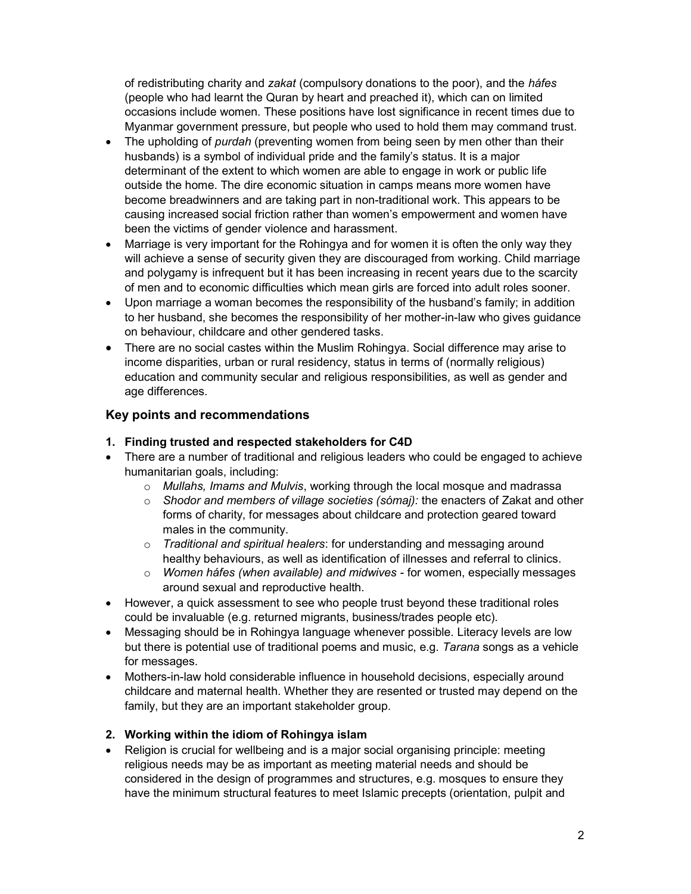of redistributing charity and *zakat* (compulsory donations to the poor), and the *háfes* (people who had learnt the Quran by heart and preached it), which can on limited occasions include women. These positions have lost significance in recent times due to Myanmar government pressure, but people who used to hold them may command trust.

- The upholding of *purdah* (preventing women from being seen by men other than their husbands) is a symbol of individual pride and the family's status. It is a major determinant of the extent to which women are able to engage in work or public life outside the home. The dire economic situation in camps means more women have become breadwinners and are taking part in non-traditional work. This appears to be causing increased social friction rather than women's empowerment and women have been the victims of gender violence and harassment.
- Marriage is very important for the Rohingya and for women it is often the only way they will achieve a sense of security given they are discouraged from working. Child marriage and polygamy is infrequent but it has been increasing in recent years due to the scarcity of men and to economic difficulties which mean girls are forced into adult roles sooner.
- Upon marriage a woman becomes the responsibility of the husband's family; in addition to her husband, she becomes the responsibility of her mother-in-law who gives guidance on behaviour, childcare and other gendered tasks.
- There are no social castes within the Muslim Rohingya. Social difference may arise to income disparities, urban or rural residency, status in terms of (normally religious) education and community secular and religious responsibilities, as well as gender and age differences.

## Key points and recommendations

### 1. Finding trusted and respected stakeholders for C4D

- There are a number of traditional and religious leaders who could be engaged to achieve humanitarian goals, including:
  - *Mullahs, Imams and Mulvis*, working through the local mosque and madrassa
  - *Shodor and members of village societies (sómaj):* the enacters of Zakat and other forms of charity, for messages about childcare and protection geared toward males in the community.
  - *Traditional and spiritual healers*: for understanding and messaging around healthy behaviours, as well as identification of illnesses and referral to clinics.
  - *Women háfes (when available) and midwives* - for women, especially messages around sexual and reproductive health.
- However, a quick assessment to see who people trust beyond these traditional roles could be invaluable (e.g. returned migrants, business/trades people etc).
- Messaging should be in Rohingya language whenever possible. Literacy levels are low but there is potential use of traditional poems and music, e.g. *Tarana* songs as a vehicle for messages.
- Mothers-in-law hold considerable influence in household decisions, especially around childcare and maternal health. Whether they are resented or trusted may depend on the family, but they are an important stakeholder group.

### 2. Working within the idiom of Rohingya islam

- Religion is crucial for wellbeing and is a major social organising principle: meeting religious needs may be as important as meeting material needs and should be considered in the design of programmes and structures, e.g. mosques to ensure they have the minimum structural features to meet Islamic precepts (orientation, pulpit and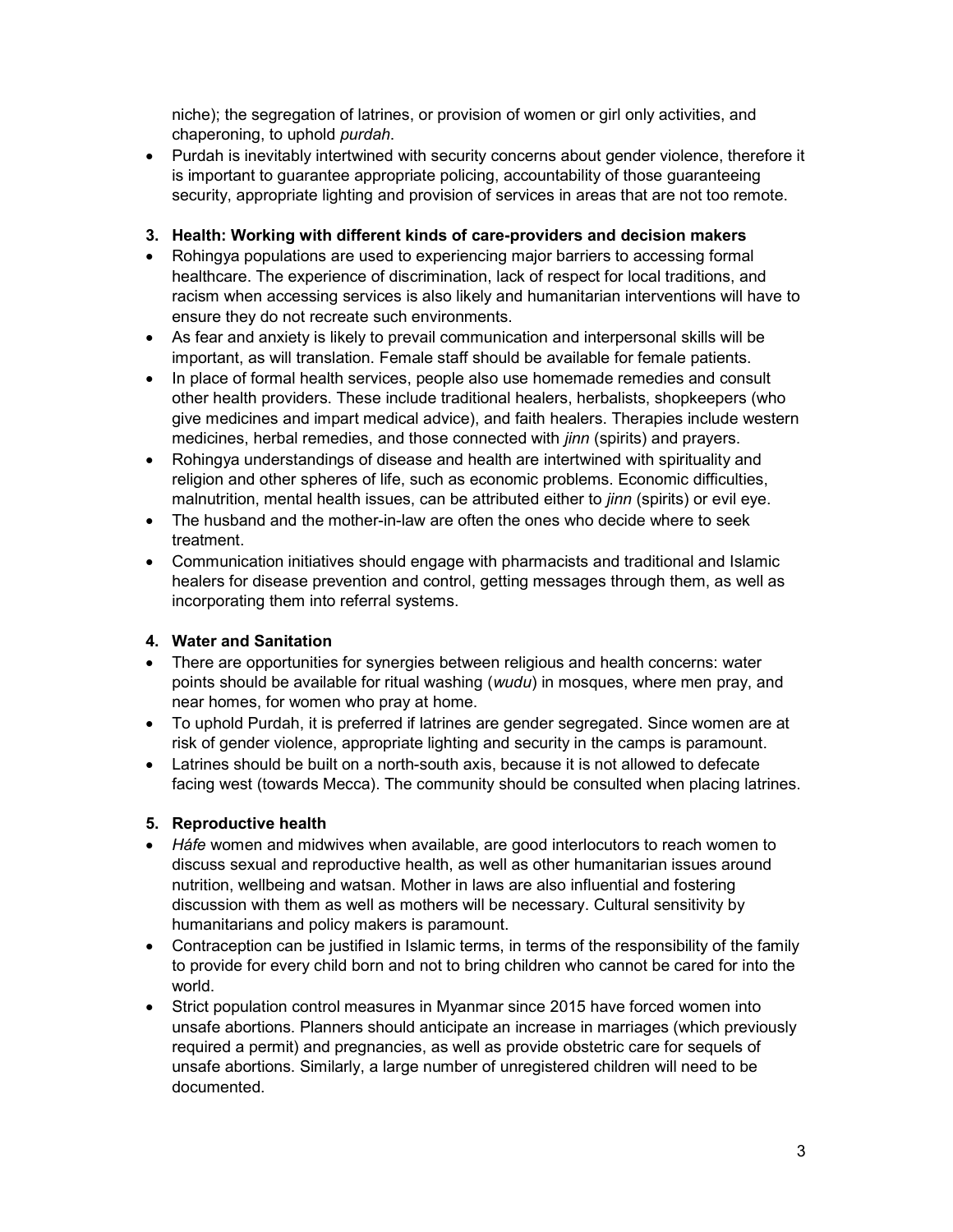niche); the segregation of latrines, or provision of women or girl only activities, and chaperoning, to uphold *purdah*.

- Purdah is inevitably intertwined with security concerns about gender violence, therefore it is important to guarantee appropriate policing, accountability of those guaranteeing security, appropriate lighting and provision of services in areas that are not too remote.

**3. Health: Working with different kinds of care-providers and decision makers**

- Rohingya populations are used to experiencing major barriers to accessing formal healthcare. The experience of discrimination, lack of respect for local traditions, and racism when accessing services is also likely and humanitarian interventions will have to ensure they do not recreate such environments.
- As fear and anxiety is likely to prevail communication and interpersonal skills will be important, as will translation. Female staff should be available for female patients.
- In place of formal health services, people also use homemade remedies and consult other health providers. These include traditional healers, herbalists, shopkeepers (who give medicines and impart medical advice), and faith healers. Therapies include western medicines, herbal remedies, and those connected with *jinn* (spirits) and prayers.
- Rohingya understandings of disease and health are intertwined with spirituality and religion and other spheres of life, such as economic problems. Economic difficulties, malnutrition, mental health issues, can be attributed either to *jinn* (spirits) or evil eye.
- The husband and the mother-in-law are often the ones who decide where to seek treatment.
- Communication initiatives should engage with pharmacists and traditional and Islamic healers for disease prevention and control, getting messages through them, as well as incorporating them into referral systems.

**4. Water and Sanitation**

- There are opportunities for synergies between religious and health concerns: water points should be available for ritual washing (*wudu*) in mosques, where men pray, and near homes, for women who pray at home.
- To uphold Purdah, it is preferred if latrines are gender segregated. Since women are at risk of gender violence, appropriate lighting and security in the camps is paramount.
- Latrines should be built on a north-south axis, because it is not allowed to defecate facing west (towards Mecca). The community should be consulted when placing latrines.

**5. Reproductive health**

- *Háfe* women and midwives when available, are good interlocutors to reach women to discuss sexual and reproductive health, as well as other humanitarian issues around nutrition, wellbeing and watsan. Mother in laws are also influential and fostering discussion with them as well as mothers will be necessary. Cultural sensitivity by humanitarians and policy makers is paramount.
- Contraception can be justified in Islamic terms, in terms of the responsibility of the family to provide for every child born and not to bring children who cannot be cared for into the world.
- Strict population control measures in Myanmar since 2015 have forced women into unsafe abortions. Planners should anticipate an increase in marriages (which previously required a permit) and pregnancies, as well as provide obstetric care for sequels of unsafe abortions. Similarly, a large number of unregistered children will need to be documented.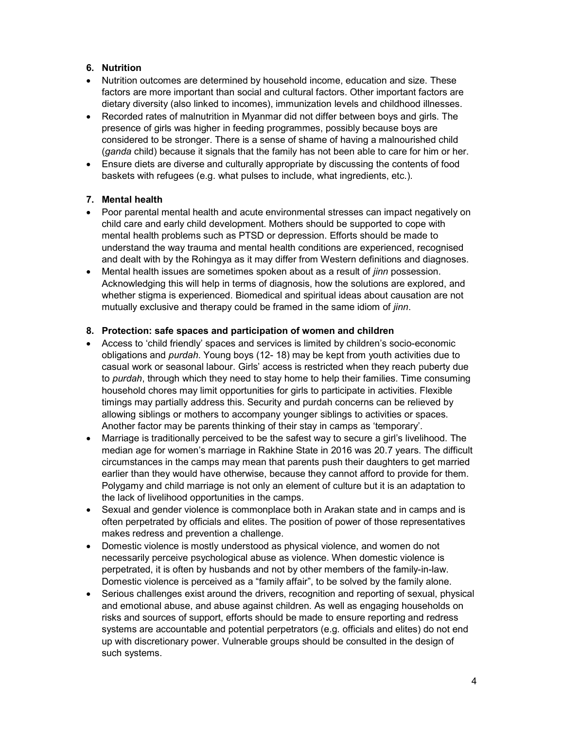### 6. Nutrition

- Nutrition outcomes are determined by household income, education and size. These factors are more important than social and cultural factors. Other important factors are dietary diversity (also linked to incomes), immunization levels and childhood illnesses.
- Recorded rates of malnutrition in Myanmar did not differ between boys and girls. The presence of girls was higher in feeding programmes, possibly because boys are considered to be stronger. There is a sense of shame of having a malnourished child (*ganda* child) because it signals that the family has not been able to care for him or her.
- Ensure diets are diverse and culturally appropriate by discussing the contents of food baskets with refugees (e.g. what pulses to include, what ingredients, etc.).

### 7. Mental health

- Poor parental mental health and acute environmental stresses can impact negatively on child care and early child development. Mothers should be supported to cope with mental health problems such as PTSD or depression. Efforts should be made to understand the way trauma and mental health conditions are experienced, recognised and dealt with by the Rohingya as it may differ from Western definitions and diagnoses.
- Mental health issues are sometimes spoken about as a result of *jinn* possession. Acknowledging this will help in terms of diagnosis, how the solutions are explored, and whether stigma is experienced. Biomedical and spiritual ideas about causation are not mutually exclusive and therapy could be framed in the same idiom of *jinn*.

### 8. Protection: safe spaces and participation of women and children

- Access to 'child friendly' spaces and services is limited by children's socio-economic obligations and *purdah*. Young boys (12- 18) may be kept from youth activities due to casual work or seasonal labour. Girls' access is restricted when they reach puberty due to *purdah*, through which they need to stay home to help their families. Time consuming household chores may limit opportunities for girls to participate in activities. Flexible timings may partially address this. Security and purdah concerns can be relieved by allowing siblings or mothers to accompany younger siblings to activities or spaces. Another factor may be parents thinking of their stay in camps as 'temporary'.
- Marriage is traditionally perceived to be the safest way to secure a girl's livelihood. The median age for women's marriage in Rakhine State in 2016 was 20.7 years. The difficult circumstances in the camps may mean that parents push their daughters to get married earlier than they would have otherwise, because they cannot afford to provide for them. Polygamy and child marriage is not only an element of culture but it is an adaptation to the lack of livelihood opportunities in the camps.
- Sexual and gender violence is commonplace both in Arakan state and in camps and is often perpetrated by officials and elites. The position of power of those representatives makes redress and prevention a challenge.
- Domestic violence is mostly understood as physical violence, and women do not necessarily perceive psychological abuse as violence. When domestic violence is perpetrated, it is often by husbands and not by other members of the family-in-law. Domestic violence is perceived as a "family affair", to be solved by the family alone.
- Serious challenges exist around the drivers, recognition and reporting of sexual, physical and emotional abuse, and abuse against children. As well as engaging households on risks and sources of support, efforts should be made to ensure reporting and redress systems are accountable and potential perpetrators (e.g. officials and elites) do not end up with discretionary power. Vulnerable groups should be consulted in the design of such systems.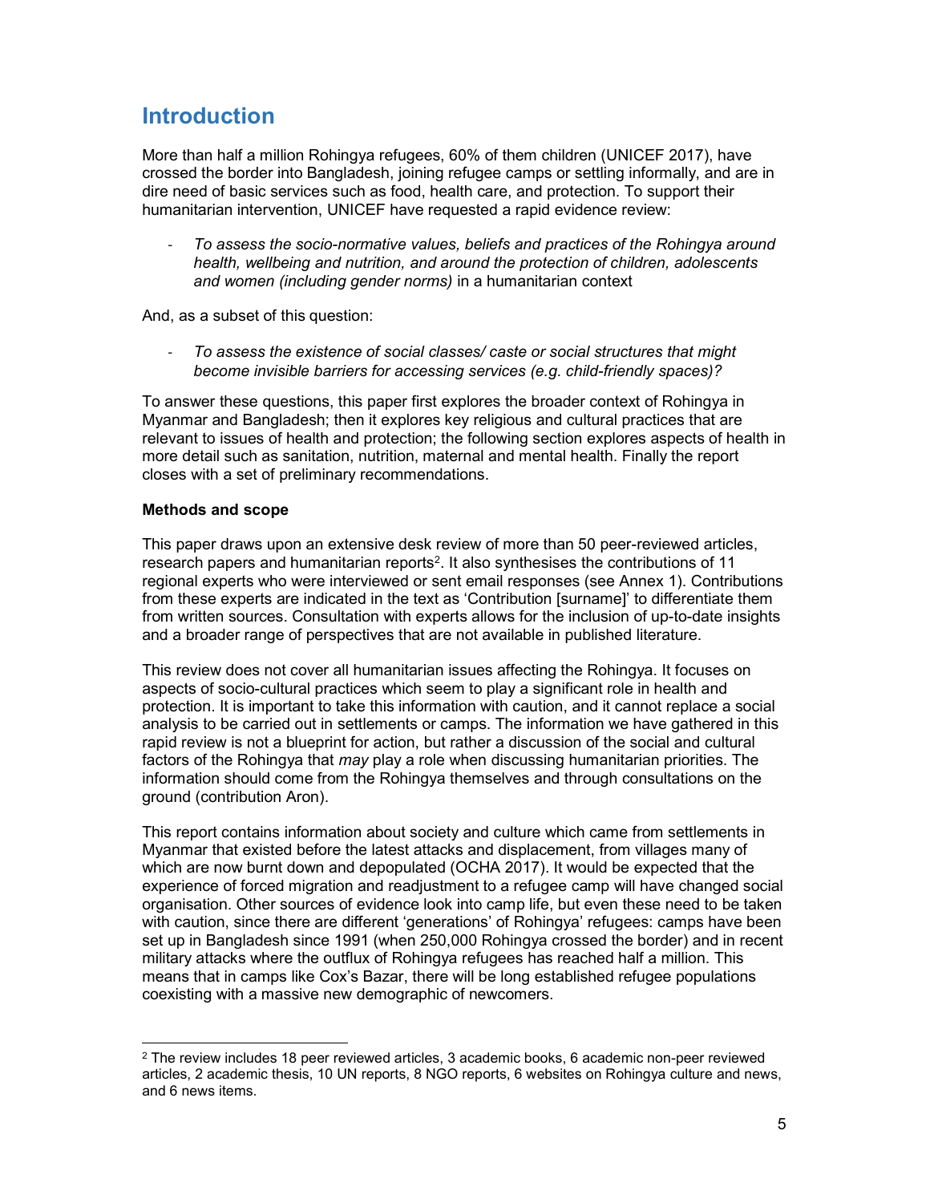# Introduction

More than half a million Rohingya refugees, 60% of them children (UNICEF 2017), have crossed the border into Bangladesh, joining refugee camps or settling informally, and are in dire need of basic services such as food, health care, and protection. To support their humanitarian intervention, UNICEF have requested a rapid evidence review:

- *To assess the socio-normative values, beliefs and practices of the Rohingya around health, wellbeing and nutrition, and around the protection of children, adolescents and women (including gender norms)* in a humanitarian context

And, as a subset of this question:

- *To assess the existence of social classes/ caste or social structures that might become invisible barriers for accessing services (e.g. child-friendly spaces)?*

To answer these questions, this paper first explores the broader context of Rohingya in Myanmar and Bangladesh; then it explores key religious and cultural practices that are relevant to issues of health and protection; the following section explores aspects of health in more detail such as sanitation, nutrition, maternal and mental health. Finally the report closes with a set of preliminary recommendations.

**Methods and scope**

This paper draws upon an extensive desk review of more than 50 peer-reviewed articles, research papers and humanitarian reports[2]. It also synthesises the contributions of 11 regional experts who were interviewed or sent email responses (see Annex 1). Contributions from these experts are indicated in the text as 'Contribution [surname]' to differentiate them from written sources. Consultation with experts allows for the inclusion of up-to-date insights and a broader range of perspectives that are not available in published literature.

This review does not cover all humanitarian issues affecting the Rohingya. It focuses on aspects of socio-cultural practices which seem to play a significant role in health and protection. It is important to take this information with caution, and it cannot replace a social analysis to be carried out in settlements or camps. The information we have gathered in this rapid review is not a blueprint for action, but rather a discussion of the social and cultural factors of the Rohingya that *may* play a role when discussing humanitarian priorities. The information should come from the Rohingya themselves and through consultations on the ground (contribution Aron).

This report contains information about society and culture which came from settlements in Myanmar that existed before the latest attacks and displacement, from villages many of which are now burnt down and depopulated (OCHA 2017). It would be expected that the experience of forced migration and readjustment to a refugee camp will have changed social organisation. Other sources of evidence look into camp life, but even these need to be taken with caution, since there are different 'generations' of Rohingya' refugees: camps have been set up in Bangladesh since 1991 (when 250,000 Rohingya crossed the border) and in recent military attacks where the outflux of Rohingya refugees has reached half a million. This means that in camps like Cox's Bazar, there will be long established refugee populations coexisting with a massive new demographic of newcomers.

[2] The review includes 18 peer reviewed articles, 3 academic books, 6 academic non-peer reviewed articles, 2 academic thesis, 10 UN reports, 8 NGO reports, 6 websites on Rohingya culture and news, and 6 news items.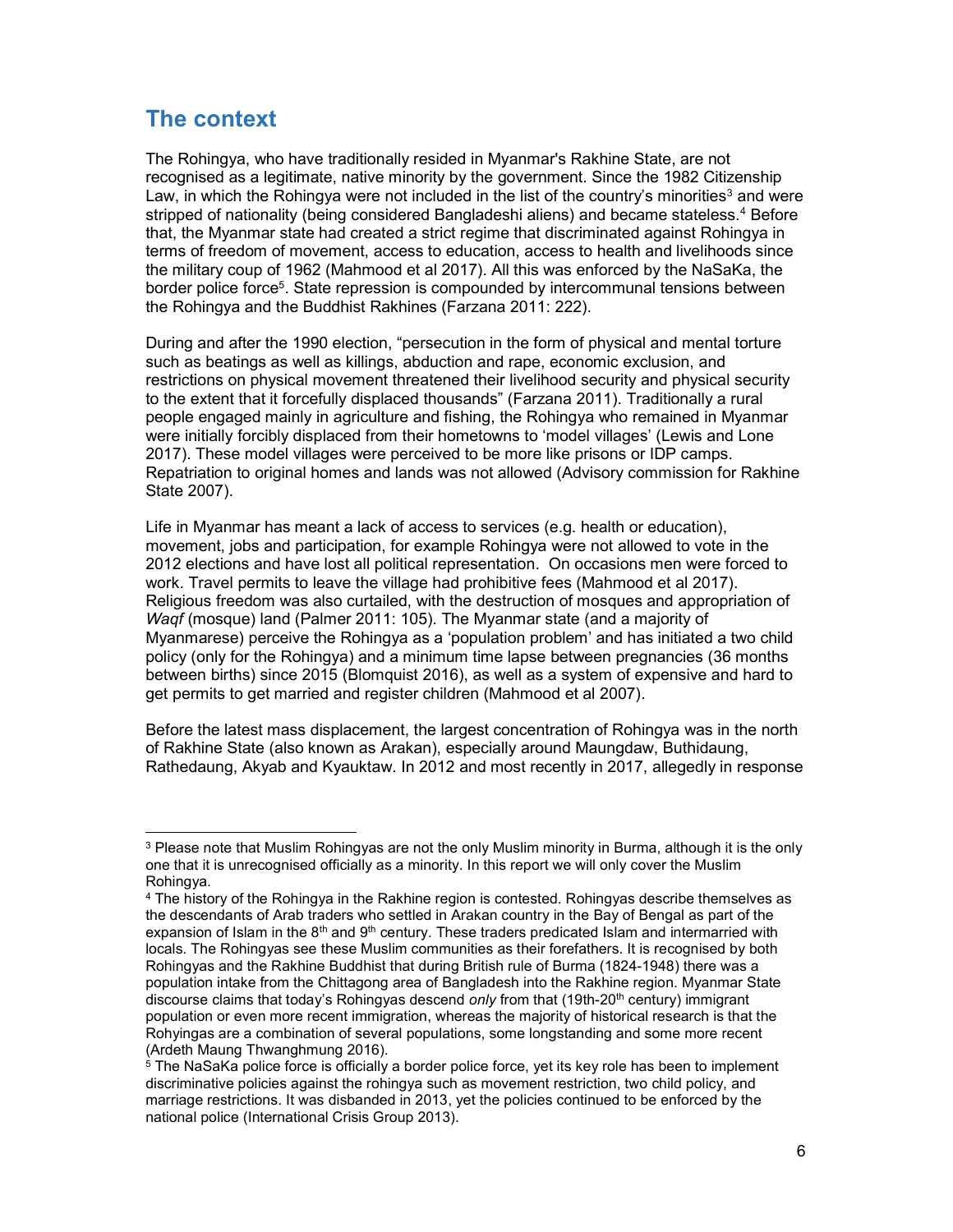## The context

The Rohingya, who have traditionally resided in Myanmar's Rakhine State, are not recognised as a legitimate, native minority by the government. Since the 1982 Citizenship Law, in which the Rohingya were not included in the list of the country's minorities[3] and were stripped of nationality (being considered Bangladeshi aliens) and became stateless.[4] Before that, the Myanmar state had created a strict regime that discriminated against Rohingya in terms of freedom of movement, access to education, access to health and livelihoods since the military coup of 1962 (Mahmood et al 2017). All this was enforced by the NaSaKa, the border police force[5]. State repression is compounded by intercommunal tensions between the Rohingya and the Buddhist Rakhines (Farzana 2011: 222).

During and after the 1990 election, "persecution in the form of physical and mental torture such as beatings as well as killings, abduction and rape, economic exclusion, and restrictions on physical movement threatened their livelihood security and physical security to the extent that it forcefully displaced thousands" (Farzana 2011). Traditionally a rural people engaged mainly in agriculture and fishing, the Rohingya who remained in Myanmar were initially forcibly displaced from their hometowns to 'model villages' (Lewis and Lone 2017). These model villages were perceived to be more like prisons or IDP camps. Repatriation to original homes and lands was not allowed (Advisory commission for Rakhine State 2007).

Life in Myanmar has meant a lack of access to services (e.g. health or education), movement, jobs and participation, for example Rohingya were not allowed to vote in the 2012 elections and have lost all political representation. On occasions men were forced to work. Travel permits to leave the village had prohibitive fees (Mahmood et al 2017). Religious freedom was also curtailed, with the destruction of mosques and appropriation of *Waqf* (mosque) land (Palmer 2011: 105). The Myanmar state (and a majority of Myanmarese) perceive the Rohingya as a 'population problem' and has initiated a two child policy (only for the Rohingya) and a minimum time lapse between pregnancies (36 months between births) since 2015 (Blomquist 2016), as well as a system of expensive and hard to get permits to get married and register children (Mahmood et al 2007).

Before the latest mass displacement, the largest concentration of Rohingya was in the north of Rakhine State (also known as Arakan), especially around Maungdaw, Buthidaung, Rathedaung, Akyab and Kyauktaw. In 2012 and most recently in 2017, allegedly in response

---

[3] Please note that Muslim Rohingyas are not the only Muslim minority in Burma, although it is the only one that it is unrecognised officially as a minority. In this report we will only cover the Muslim Rohingya.

[4] The history of the Rohingya in the Rakhine region is contested. Rohingyas describe themselves as the descendants of Arab traders who settled in Arakan country in the Bay of Bengal as part of the expansion of Islam in the 8th and 9th century. These traders predicated Islam and intermarried with locals. The Rohingyas see these Muslim communities as their forefathers. It is recognised by both Rohingyas and the Rakhine Buddhist that during British rule of Burma (1824-1948) there was a population intake from the Chittagong area of Bangladesh into the Rakhine region. Myanmar State discourse claims that today's Rohingyas descend *only* from that (19th-20th century) immigrant population or even more recent immigration, whereas the majority of historical research is that the Rohyingas are a combination of several populations, some longstanding and some more recent (Ardeth Maung Thwanghmung 2016).

[5] The NaSaKa police force is officially a border police force, yet its key role has been to implement discriminative policies against the rohingya such as movement restriction, two child policy, and marriage restrictions. It was disbanded in 2013, yet the policies continued to be enforced by the national police (International Crisis Group 2013).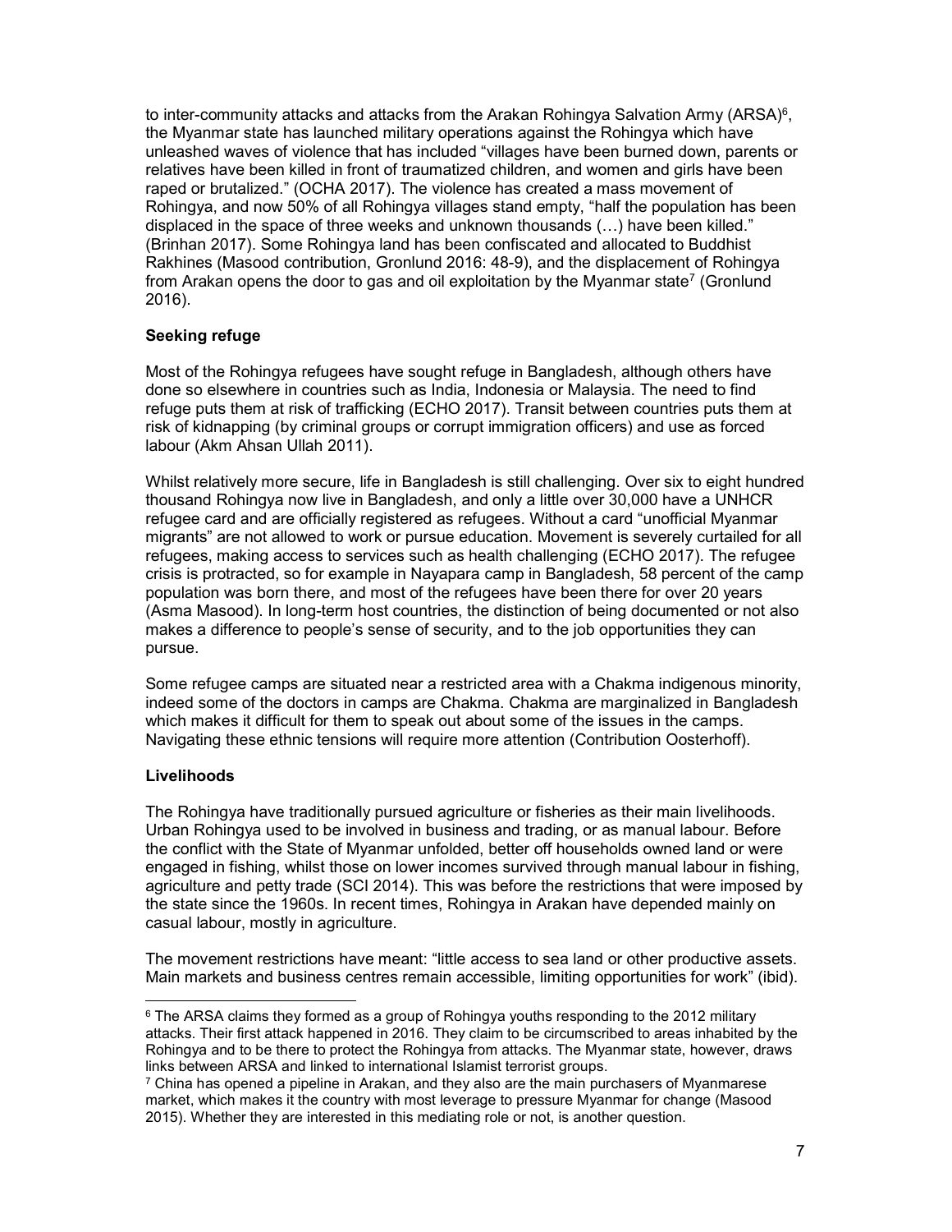to inter-community attacks and attacks from the Arakan Rohingya Salvation Army (ARSA)[6], the Myanmar state has launched military operations against the Rohingya which have unleashed waves of violence that has included "villages have been burned down, parents or relatives have been killed in front of traumatized children, and women and girls have been raped or brutalized." (OCHA 2017). The violence has created a mass movement of Rohingya, and now 50% of all Rohingya villages stand empty, "half the population has been displaced in the space of three weeks and unknown thousands (…) have been killed." (Brinhan 2017). Some Rohingya land has been confiscated and allocated to Buddhist Rakhines (Masood contribution, Gronlund 2016: 48-9), and the displacement of Rohingya from Arakan opens the door to gas and oil exploitation by the Myanmar state[7] (Gronlund 2016).

**Seeking refuge**

Most of the Rohingya refugees have sought refuge in Bangladesh, although others have done so elsewhere in countries such as India, Indonesia or Malaysia. The need to find refuge puts them at risk of trafficking (ECHO 2017). Transit between countries puts them at risk of kidnapping (by criminal groups or corrupt immigration officers) and use as forced labour (Akm Ahsan Ullah 2011).

Whilst relatively more secure, life in Bangladesh is still challenging. Over six to eight hundred thousand Rohingya now live in Bangladesh, and only a little over 30,000 have a UNHCR refugee card and are officially registered as refugees. Without a card "unofficial Myanmar migrants" are not allowed to work or pursue education. Movement is severely curtailed for all refugees, making access to services such as health challenging (ECHO 2017). The refugee crisis is protracted, so for example in Nayapara camp in Bangladesh, 58 percent of the camp population was born there, and most of the refugees have been there for over 20 years (Asma Masood). In long-term host countries, the distinction of being documented or not also makes a difference to people's sense of security, and to the job opportunities they can pursue.

Some refugee camps are situated near a restricted area with a Chakma indigenous minority, indeed some of the doctors in camps are Chakma. Chakma are marginalized in Bangladesh which makes it difficult for them to speak out about some of the issues in the camps. Navigating these ethnic tensions will require more attention (Contribution Oosterhoff).

**Livelihoods**

The Rohingya have traditionally pursued agriculture or fisheries as their main livelihoods. Urban Rohingya used to be involved in business and trading, or as manual labour. Before the conflict with the State of Myanmar unfolded, better off households owned land or were engaged in fishing, whilst those on lower incomes survived through manual labour in fishing, agriculture and petty trade (SCI 2014). This was before the restrictions that were imposed by the state since the 1960s. In recent times, Rohingya in Arakan have depended mainly on casual labour, mostly in agriculture.

The movement restrictions have meant: "little access to sea land or other productive assets. Main markets and business centres remain accessible, limiting opportunities for work" (ibid).

[6] The ARSA claims they formed as a group of Rohingya youths responding to the 2012 military attacks. Their first attack happened in 2016. They claim to be circumscribed to areas inhabited by the Rohingya and to be there to protect the Rohingya from attacks. The Myanmar state, however, draws links between ARSA and linked to international Islamist terrorist groups.

[7] China has opened a pipeline in Arakan, and they also are the main purchasers of Myanmarese market, which makes it the country with most leverage to pressure Myanmar for change (Masood 2015). Whether they are interested in this mediating role or not, is another question.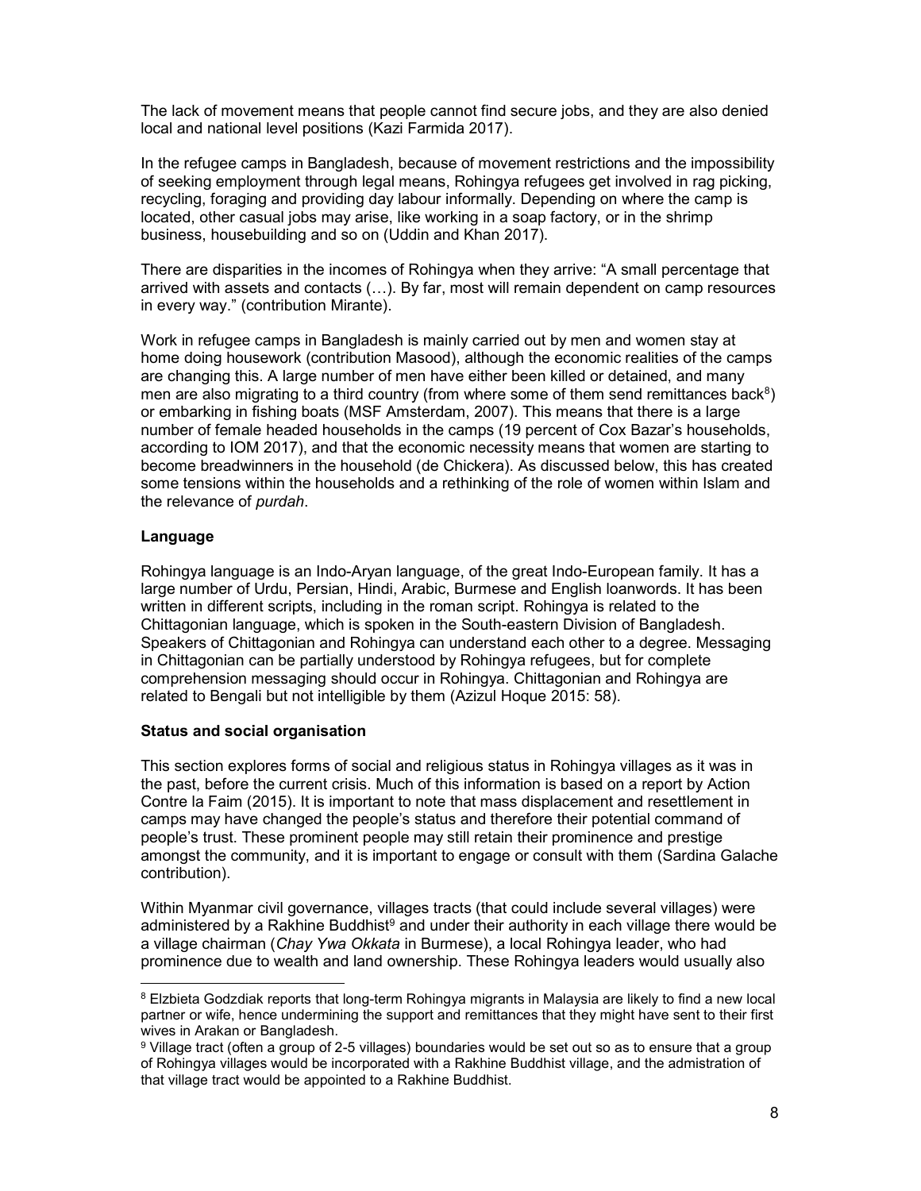The lack of movement means that people cannot find secure jobs, and they are also denied local and national level positions (Kazi Farmida 2017).

In the refugee camps in Bangladesh, because of movement restrictions and the impossibility of seeking employment through legal means, Rohingya refugees get involved in rag picking, recycling, foraging and providing day labour informally. Depending on where the camp is located, other casual jobs may arise, like working in a soap factory, or in the shrimp business, housebuilding and so on (Uddin and Khan 2017).

There are disparities in the incomes of Rohingya when they arrive: "A small percentage that arrived with assets and contacts (…). By far, most will remain dependent on camp resources in every way." (contribution Mirante).

Work in refugee camps in Bangladesh is mainly carried out by men and women stay at home doing housework (contribution Masood), although the economic realities of the camps are changing this. A large number of men have either been killed or detained, and many men are also migrating to a third country (from where some of them send remittances back[8]) or embarking in fishing boats (MSF Amsterdam, 2007). This means that there is a large number of female headed households in the camps (19 percent of Cox Bazar's households, according to IOM 2017), and that the economic necessity means that women are starting to become breadwinners in the household (de Chickera). As discussed below, this has created some tensions within the households and a rethinking of the role of women within Islam and the relevance of *purdah*.

### Language

Rohingya language is an Indo-Aryan language, of the great Indo-European family. It has a large number of Urdu, Persian, Hindi, Arabic, Burmese and English loanwords. It has been written in different scripts, including in the roman script. Rohingya is related to the Chittagonian language, which is spoken in the South-eastern Division of Bangladesh. Speakers of Chittagonian and Rohingya can understand each other to a degree. Messaging in Chittagonian can be partially understood by Rohingya refugees, but for complete comprehension messaging should occur in Rohingya. Chittagonian and Rohingya are related to Bengali but not intelligible by them (Azizul Hoque 2015: 58).

### Status and social organisation

This section explores forms of social and religious status in Rohingya villages as it was in the past, before the current crisis. Much of this information is based on a report by Action Contre la Faim (2015). It is important to note that mass displacement and resettlement in camps may have changed the people's status and therefore their potential command of people's trust. These prominent people may still retain their prominence and prestige amongst the community, and it is important to engage or consult with them (Sardina Galache contribution).

Within Myanmar civil governance, villages tracts (that could include several villages) were administered by a Rakhine Buddhist[9] and under their authority in each village there would be a village chairman (*Chay Ywa Okkata* in Burmese), a local Rohingya leader, who had prominence due to wealth and land ownership. These Rohingya leaders would usually also

---

[8] Elzbieta Godzdiak reports that long-term Rohingya migrants in Malaysia are likely to find a new local partner or wife, hence undermining the support and remittances that they might have sent to their first wives in Arakan or Bangladesh.

[9] Village tract (often a group of 2-5 villages) boundaries would be set out so as to ensure that a group of Rohingya villages would be incorporated with a Rakhine Buddhist village, and the admistration of that village tract would be appointed to a Rakhine Buddhist.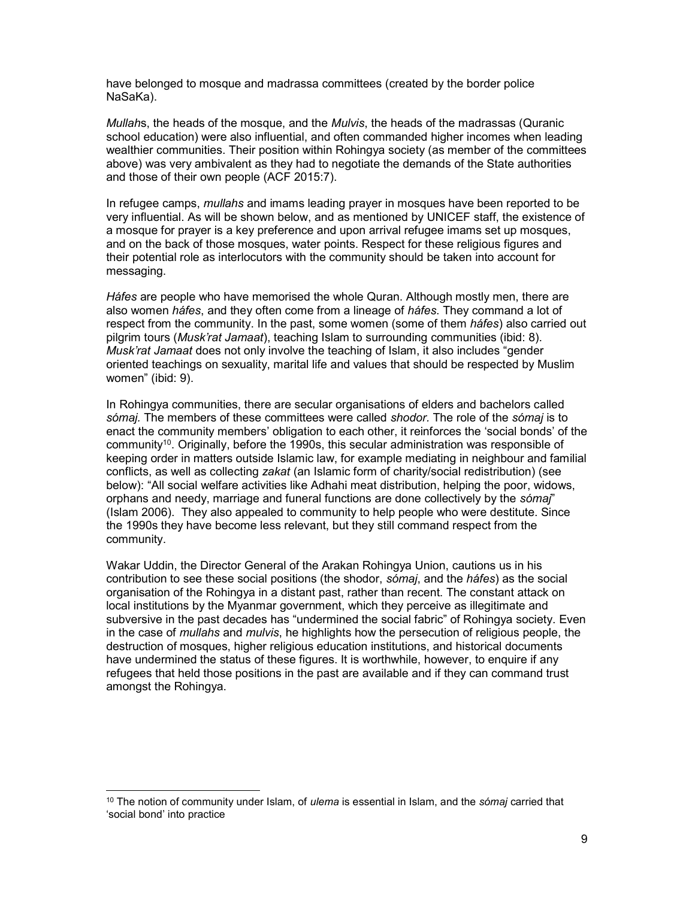have belonged to mosque and madrassa committees (created by the border police NaSaKa).

*Mullah*s, the heads of the mosque, and the *Mulvis*, the heads of the madrassas (Quranic school education) were also influential, and often commanded higher incomes when leading wealthier communities. Their position within Rohingya society (as member of the committees above) was very ambivalent as they had to negotiate the demands of the State authorities and those of their own people (ACF 2015:7).

In refugee camps, *mullahs* and imams leading prayer in mosques have been reported to be very influential. As will be shown below, and as mentioned by UNICEF staff, the existence of a mosque for prayer is a key preference and upon arrival refugee imams set up mosques, and on the back of those mosques, water points. Respect for these religious figures and their potential role as interlocutors with the community should be taken into account for messaging.

*Háfes* are people who have memorised the whole Quran. Although mostly men, there are also women *háfes*, and they often come from a lineage of *háfes*. They command a lot of respect from the community. In the past, some women (some of them *háfes*) also carried out pilgrim tours (*Musk'rat Jamaat*), teaching Islam to surrounding communities (ibid: 8). *Musk'rat Jamaat* does not only involve the teaching of Islam, it also includes "gender oriented teachings on sexuality, marital life and values that should be respected by Muslim women" (ibid: 9).

In Rohingya communities, there are secular organisations of elders and bachelors called *sómaj.* The members of these committees were called *shodor.* The role of the *sómaj* is to enact the community members' obligation to each other, it reinforces the 'social bonds' of the community[10]. Originally, before the 1990s, this secular administration was responsible of keeping order in matters outside Islamic law, for example mediating in neighbour and familial conflicts, as well as collecting *zakat* (an Islamic form of charity/social redistribution) (see below): "All social welfare activities like Adhahi meat distribution, helping the poor, widows, orphans and needy, marriage and funeral functions are done collectively by the *sómaj*" (Islam 2006). They also appealed to community to help people who were destitute. Since the 1990s they have become less relevant, but they still command respect from the community.

Wakar Uddin, the Director General of the Arakan Rohingya Union, cautions us in his contribution to see these social positions (the shodor, *sómaj*, and the *háfes*) as the social organisation of the Rohingya in a distant past, rather than recent. The constant attack on local institutions by the Myanmar government, which they perceive as illegitimate and subversive in the past decades has "undermined the social fabric" of Rohingya society. Even in the case of *mullahs* and *mulvis*, he highlights how the persecution of religious people, the destruction of mosques, higher religious education institutions, and historical documents have undermined the status of these figures. It is worthwhile, however, to enquire if any refugees that held those positions in the past are available and if they can command trust amongst the Rohingya.

---

[10] The notion of community under Islam, of *ulema* is essential in Islam, and the *sómaj* carried that 'social bond' into practice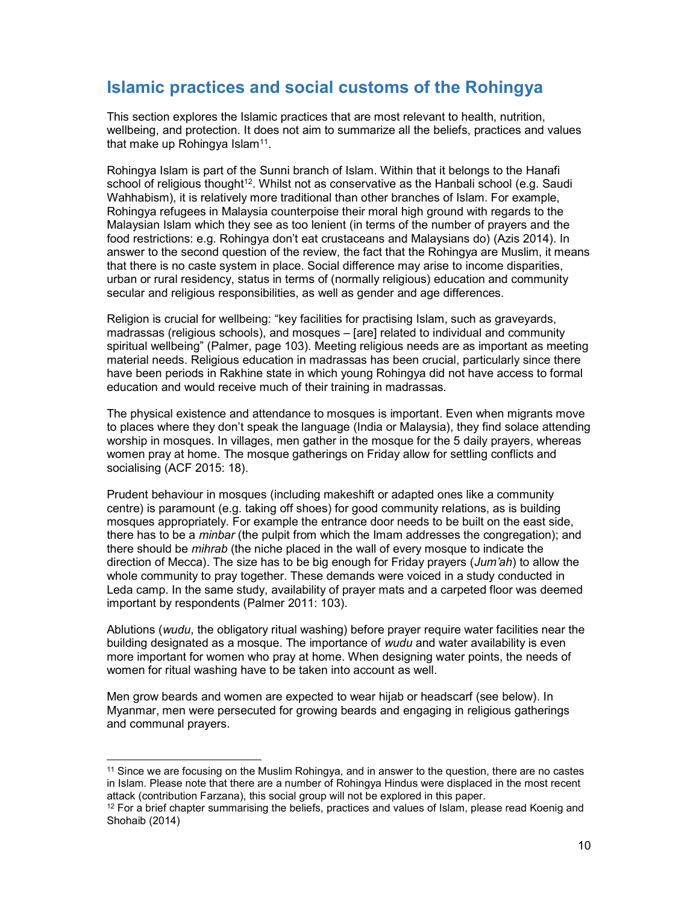## Islamic practices and social customs of the Rohingya

This section explores the Islamic practices that are most relevant to health, nutrition, wellbeing, and protection. It does not aim to summarize all the beliefs, practices and values that make up Rohingya Islam[11].

Rohingya Islam is part of the Sunni branch of Islam. Within that it belongs to the Hanafi school of religious thought[12]. Whilst not as conservative as the Hanbali school (e.g. Saudi Wahhabism), it is relatively more traditional than other branches of Islam. For example, Rohingya refugees in Malaysia counterpoise their moral high ground with regards to the Malaysian Islam which they see as too lenient (in terms of the number of prayers and the food restrictions: e.g. Rohingya don't eat crustaceans and Malaysians do) (Azis 2014). In answer to the second question of the review, the fact that the Rohingya are Muslim, it means that there is no caste system in place. Social difference may arise to income disparities, urban or rural residency, status in terms of (normally religious) education and community secular and religious responsibilities, as well as gender and age differences.

Religion is crucial for wellbeing: "key facilities for practising Islam, such as graveyards, madrassas (religious schools), and mosques – [are] related to individual and community spiritual wellbeing" (Palmer, page 103). Meeting religious needs are as important as meeting material needs. Religious education in madrassas has been crucial, particularly since there have been periods in Rakhine state in which young Rohingya did not have access to formal education and would receive much of their training in madrassas.

The physical existence and attendance to mosques is important. Even when migrants move to places where they don't speak the language (India or Malaysia), they find solace attending worship in mosques. In villages, men gather in the mosque for the 5 daily prayers, whereas women pray at home. The mosque gatherings on Friday allow for settling conflicts and socialising (ACF 2015: 18).

Prudent behaviour in mosques (including makeshift or adapted ones like a community centre) is paramount (e.g. taking off shoes) for good community relations, as is building mosques appropriately. For example the entrance door needs to be built on the east side, there has to be a *minbar* (the pulpit from which the Imam addresses the congregation); and there should be *mihrab* (the niche placed in the wall of every mosque to indicate the direction of Mecca). The size has to be big enough for Friday prayers (*Jum'ah*) to allow the whole community to pray together. These demands were voiced in a study conducted in Leda camp. In the same study, availability of prayer mats and a carpeted floor was deemed important by respondents (Palmer 2011: 103).

Ablutions (*wudu*, the obligatory ritual washing) before prayer require water facilities near the building designated as a mosque. The importance of *wudu* and water availability is even more important for women who pray at home. When designing water points, the needs of women for ritual washing have to be taken into account as well.

Men grow beards and women are expected to wear hijab or headscarf (see below). In Myanmar, men were persecuted for growing beards and engaging in religious gatherings and communal prayers.

---

[11] Since we are focusing on the Muslim Rohingya, and in answer to the question, there are no castes in Islam. Please note that there are a number of Rohingya Hindus were displaced in the most recent attack (contribution Farzana), this social group will not be explored in this paper.

[12] For a brief chapter summarising the beliefs, practices and values of Islam, please read Koenig and Shohaib (2014)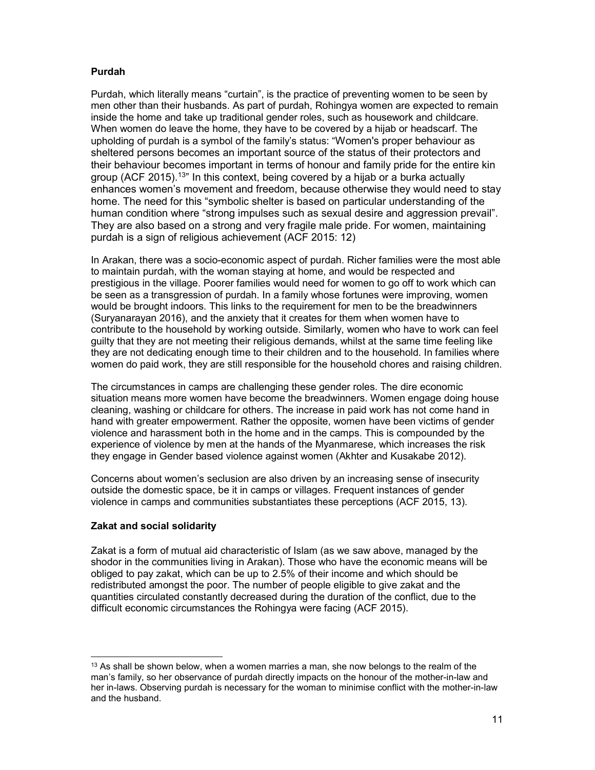**Purdah**

Purdah, which literally means "curtain", is the practice of preventing women to be seen by men other than their husbands. As part of purdah, Rohingya women are expected to remain inside the home and take up traditional gender roles, such as housework and childcare. When women do leave the home, they have to be covered by a hijab or headscarf. The upholding of purdah is a symbol of the family's status: "Women's proper behaviour as sheltered persons becomes an important source of the status of their protectors and their behaviour becomes important in terms of honour and family pride for the entire kin group (ACF 2015).[13]" In this context, being covered by a hijab or a burka actually enhances women's movement and freedom, because otherwise they would need to stay home. The need for this "symbolic shelter is based on particular understanding of the human condition where "strong impulses such as sexual desire and aggression prevail". They are also based on a strong and very fragile male pride. For women, maintaining purdah is a sign of religious achievement (ACF 2015: 12)

In Arakan, there was a socio-economic aspect of purdah. Richer families were the most able to maintain purdah, with the woman staying at home, and would be respected and prestigious in the village. Poorer families would need for women to go off to work which can be seen as a transgression of purdah. In a family whose fortunes were improving, women would be brought indoors. This links to the requirement for men to be the breadwinners (Suryanarayan 2016), and the anxiety that it creates for them when women have to contribute to the household by working outside. Similarly, women who have to work can feel guilty that they are not meeting their religious demands, whilst at the same time feeling like they are not dedicating enough time to their children and to the household. In families where women do paid work, they are still responsible for the household chores and raising children.

The circumstances in camps are challenging these gender roles. The dire economic situation means more women have become the breadwinners. Women engage doing house cleaning, washing or childcare for others. The increase in paid work has not come hand in hand with greater empowerment. Rather the opposite, women have been victims of gender violence and harassment both in the home and in the camps. This is compounded by the experience of violence by men at the hands of the Myanmarese, which increases the risk they engage in Gender based violence against women (Akhter and Kusakabe 2012).

Concerns about women's seclusion are also driven by an increasing sense of insecurity outside the domestic space, be it in camps or villages. Frequent instances of gender violence in camps and communities substantiates these perceptions (ACF 2015, 13).

**Zakat and social solidarity**

Zakat is a form of mutual aid characteristic of Islam (as we saw above, managed by the shodor in the communities living in Arakan). Those who have the economic means will be obliged to pay zakat, which can be up to 2.5% of their income and which should be redistributed amongst the poor. The number of people eligible to give zakat and the quantities circulated constantly decreased during the duration of the conflict, due to the difficult economic circumstances the Rohingya were facing (ACF 2015).

---

[13] As shall be shown below, when a women marries a man, she now belongs to the realm of the man's family, so her observance of purdah directly impacts on the honour of the mother-in-law and her in-laws. Observing purdah is necessary for the woman to minimise conflict with the mother-in-law and the husband.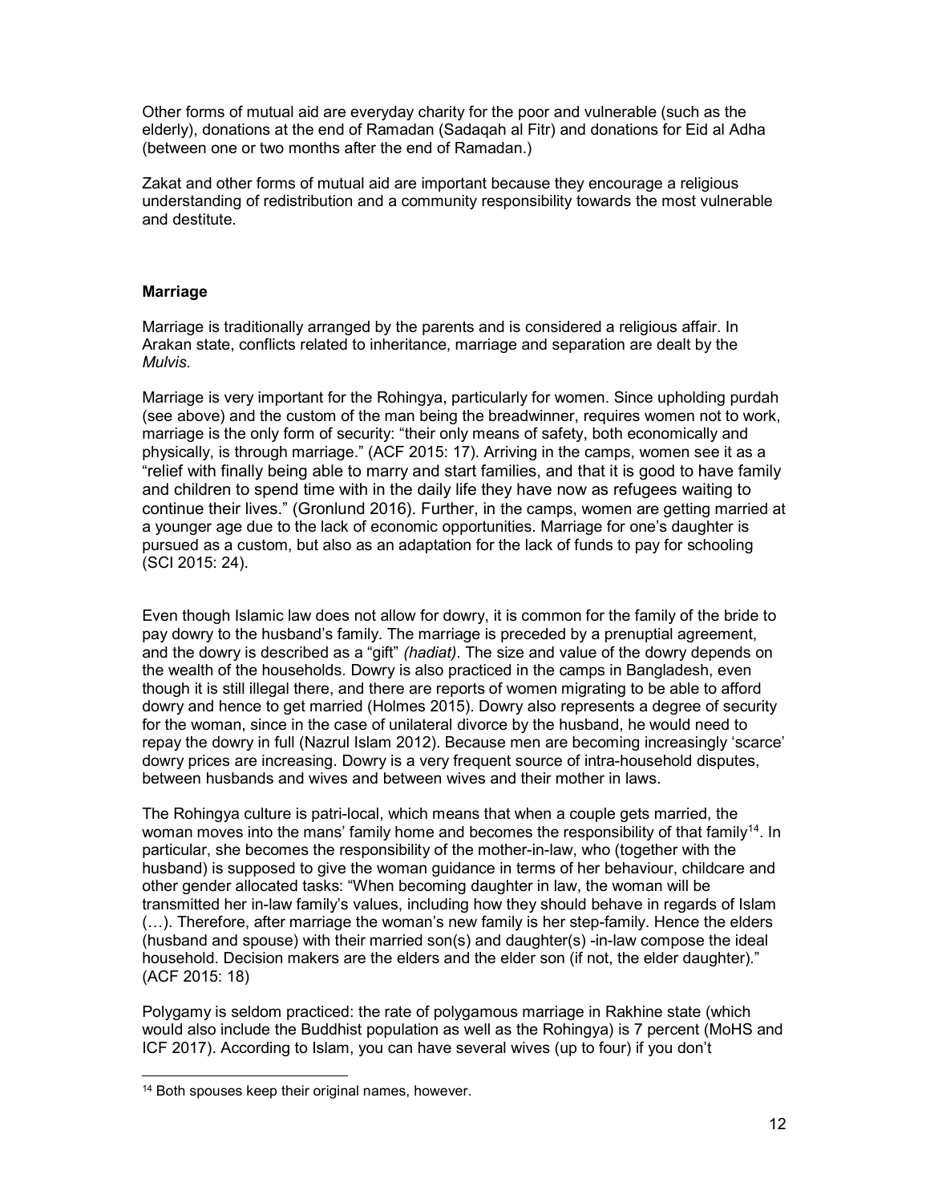Other forms of mutual aid are everyday charity for the poor and vulnerable (such as the elderly), donations at the end of Ramadan (Sadaqah al Fitr) and donations for Eid al Adha (between one or two months after the end of Ramadan.)

Zakat and other forms of mutual aid are important because they encourage a religious understanding of redistribution and a community responsibility towards the most vulnerable and destitute.

**Marriage**

Marriage is traditionally arranged by the parents and is considered a religious affair. In Arakan state, conflicts related to inheritance, marriage and separation are dealt by the *Mulvis*.

Marriage is very important for the Rohingya, particularly for women. Since upholding purdah (see above) and the custom of the man being the breadwinner, requires women not to work, marriage is the only form of security: "their only means of safety, both economically and physically, is through marriage." (ACF 2015: 17). Arriving in the camps, women see it as a "relief with finally being able to marry and start families, and that it is good to have family and children to spend time with in the daily life they have now as refugees waiting to continue their lives." (Gronlund 2016). Further, in the camps, women are getting married at a younger age due to the lack of economic opportunities. Marriage for one's daughter is pursued as a custom, but also as an adaptation for the lack of funds to pay for schooling (SCI 2015: 24).

Even though Islamic law does not allow for dowry, it is common for the family of the bride to pay dowry to the husband's family. The marriage is preceded by a prenuptial agreement, and the dowry is described as a "gift" *(hadiat)*. The size and value of the dowry depends on the wealth of the households. Dowry is also practiced in the camps in Bangladesh, even though it is still illegal there, and there are reports of women migrating to be able to afford dowry and hence to get married (Holmes 2015). Dowry also represents a degree of security for the woman, since in the case of unilateral divorce by the husband, he would need to repay the dowry in full (Nazrul Islam 2012). Because men are becoming increasingly 'scarce' dowry prices are increasing. Dowry is a very frequent source of intra-household disputes, between husbands and wives and between wives and their mother in laws.

The Rohingya culture is patri-local, which means that when a couple gets married, the woman moves into the mans' family home and becomes the responsibility of that family[14]. In particular, she becomes the responsibility of the mother-in-law, who (together with the husband) is supposed to give the woman guidance in terms of her behaviour, childcare and other gender allocated tasks: "When becoming daughter in law, the woman will be transmitted her in-law family's values, including how they should behave in regards of Islam (…). Therefore, after marriage the woman's new family is her step-family. Hence the elders (husband and spouse) with their married son(s) and daughter(s) -in-law compose the ideal household. Decision makers are the elders and the elder son (if not, the elder daughter)." (ACF 2015: 18)

Polygamy is seldom practiced: the rate of polygamous marriage in Rakhine state (which would also include the Buddhist population as well as the Rohingya) is 7 percent (MoHS and ICF 2017). According to Islam, you can have several wives (up to four) if you don't

[14] Both spouses keep their original names, however.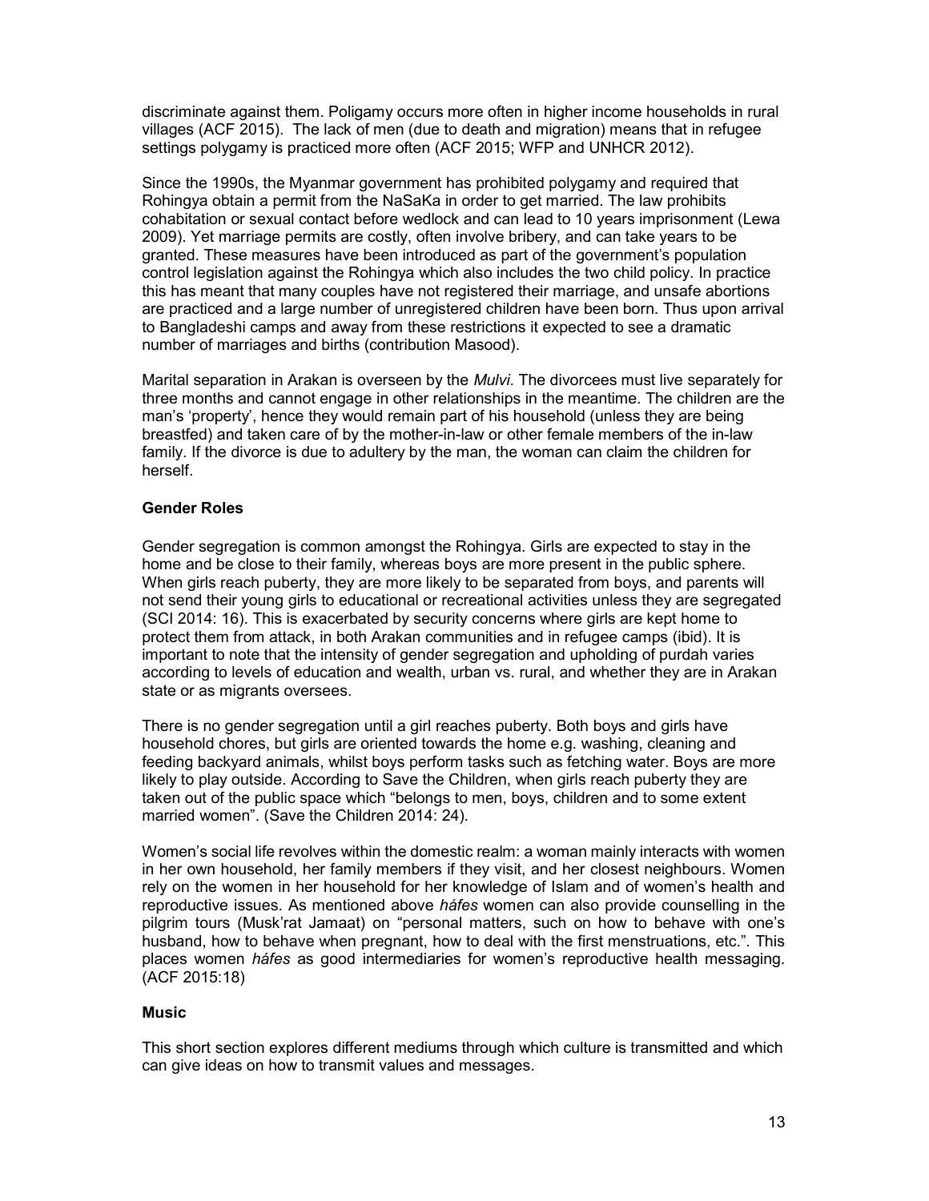discriminate against them. Poligamy occurs more often in higher income households in rural villages (ACF 2015). The lack of men (due to death and migration) means that in refugee settings polygamy is practiced more often (ACF 2015; WFP and UNHCR 2012).

Since the 1990s, the Myanmar government has prohibited polygamy and required that Rohingya obtain a permit from the NaSaKa in order to get married. The law prohibits cohabitation or sexual contact before wedlock and can lead to 10 years imprisonment (Lewa 2009). Yet marriage permits are costly, often involve bribery, and can take years to be granted. These measures have been introduced as part of the government's population control legislation against the Rohingya which also includes the two child policy. In practice this has meant that many couples have not registered their marriage, and unsafe abortions are practiced and a large number of unregistered children have been born. Thus upon arrival to Bangladeshi camps and away from these restrictions it expected to see a dramatic number of marriages and births (contribution Masood).

Marital separation in Arakan is overseen by the *Mulvi*. The divorcees must live separately for three months and cannot engage in other relationships in the meantime. The children are the man's 'property', hence they would remain part of his household (unless they are being breastfed) and taken care of by the mother-in-law or other female members of the in-law family. If the divorce is due to adultery by the man, the woman can claim the children for herself.

## Gender Roles

Gender segregation is common amongst the Rohingya. Girls are expected to stay in the home and be close to their family, whereas boys are more present in the public sphere. When girls reach puberty, they are more likely to be separated from boys, and parents will not send their young girls to educational or recreational activities unless they are segregated (SCI 2014: 16). This is exacerbated by security concerns where girls are kept home to protect them from attack, in both Arakan communities and in refugee camps (ibid). It is important to note that the intensity of gender segregation and upholding of purdah varies according to levels of education and wealth, urban vs. rural, and whether they are in Arakan state or as migrants oversees.

There is no gender segregation until a girl reaches puberty. Both boys and girls have household chores, but girls are oriented towards the home e.g. washing, cleaning and feeding backyard animals, whilst boys perform tasks such as fetching water. Boys are more likely to play outside. According to Save the Children, when girls reach puberty they are taken out of the public space which "belongs to men, boys, children and to some extent married women". (Save the Children 2014: 24).

Women's social life revolves within the domestic realm: a woman mainly interacts with women in her own household, her family members if they visit, and her closest neighbours. Women rely on the women in her household for her knowledge of Islam and of women's health and reproductive issues. As mentioned above *háfes* women can also provide counselling in the pilgrim tours (Musk'rat Jamaat) on "personal matters, such on how to behave with one's husband, how to behave when pregnant, how to deal with the first menstruations, etc.". This places women *háfes* as good intermediaries for women's reproductive health messaging. (ACF 2015:18)

## Music

This short section explores different mediums through which culture is transmitted and which can give ideas on how to transmit values and messages.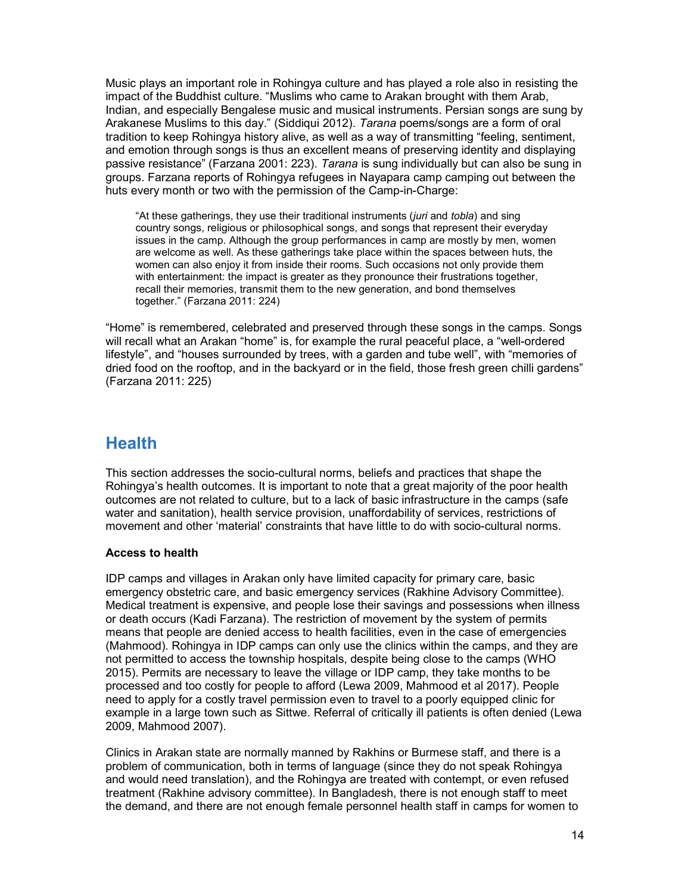Music plays an important role in Rohingya culture and has played a role also in resisting the impact of the Buddhist culture. “Muslims who came to Arakan brought with them Arab, Indian, and especially Bengalese music and musical instruments. Persian songs are sung by Arakanese Muslims to this day.” (Siddiqui 2012). *Tarana* poems/songs are a form of oral tradition to keep Rohingya history alive, as well as a way of transmitting “feeling, sentiment, and emotion through songs is thus an excellent means of preserving identity and displaying passive resistance” (Farzana 2001: 223). *Tarana* is sung individually but can also be sung in groups. Farzana reports of Rohingya refugees in Nayapara camp camping out between the huts every month or two with the permission of the Camp-in-Charge:

> “At these gatherings, they use their traditional instruments (*juri* and *tobla*) and sing country songs, religious or philosophical songs, and songs that represent their everyday issues in the camp. Although the group performances in camp are mostly by men, women are welcome as well. As these gatherings take place within the spaces between huts, the women can also enjoy it from inside their rooms. Such occasions not only provide them with entertainment: the impact is greater as they pronounce their frustrations together, recall their memories, transmit them to the new generation, and bond themselves together.” (Farzana 2011: 224)

“Home” is remembered, celebrated and preserved through these songs in the camps. Songs will recall what an Arakan “home” is, for example the rural peaceful place, a “well-ordered lifestyle”, and “houses surrounded by trees, with a garden and tube well”, with “memories of dried food on the rooftop, and in the backyard or in the field, those fresh green chilli gardens” (Farzana 2011: 225)

## Health

This section addresses the socio-cultural norms, beliefs and practices that shape the Rohingya’s health outcomes. It is important to note that a great majority of the poor health outcomes are not related to culture, but to a lack of basic infrastructure in the camps (safe water and sanitation), health service provision, unaffordability of services, restrictions of movement and other ‘material’ constraints that have little to do with socio-cultural norms.

**Access to health**

IDP camps and villages in Arakan only have limited capacity for primary care, basic emergency obstetric care, and basic emergency services (Rakhine Advisory Committee). Medical treatment is expensive, and people lose their savings and possessions when illness or death occurs (Kadi Farzana). The restriction of movement by the system of permits means that people are denied access to health facilities, even in the case of emergencies (Mahmood). Rohingya in IDP camps can only use the clinics within the camps, and they are not permitted to access the township hospitals, despite being close to the camps (WHO 2015). Permits are necessary to leave the village or IDP camp, they take months to be processed and too costly for people to afford (Lewa 2009, Mahmood et al 2017). People need to apply for a costly travel permission even to travel to a poorly equipped clinic for example in a large town such as Sittwe. Referral of critically ill patients is often denied (Lewa 2009, Mahmood 2007).

Clinics in Arakan state are normally manned by Rakhins or Burmese staff, and there is a problem of communication, both in terms of language (since they do not speak Rohingya and would need translation), and the Rohingya are treated with contempt, or even refused treatment (Rakhine advisory committee). In Bangladesh, there is not enough staff to meet the demand, and there are not enough female personnel health staff in camps for women to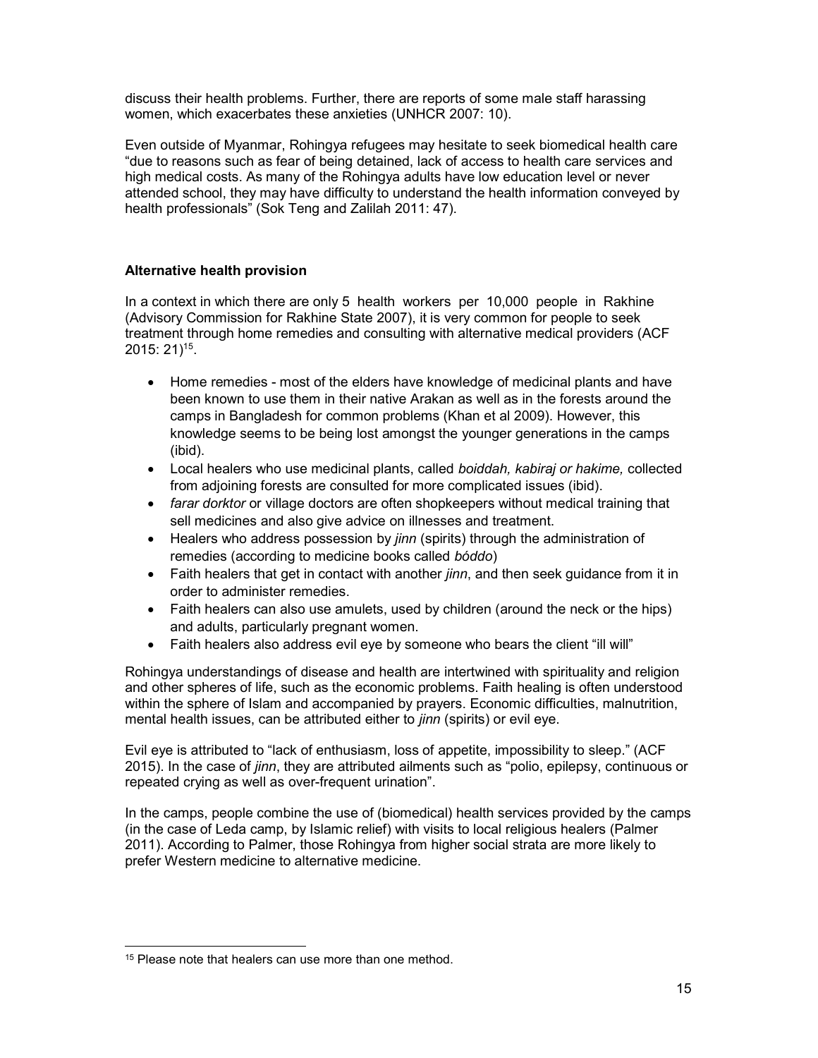discuss their health problems. Further, there are reports of some male staff harassing women, which exacerbates these anxieties (UNHCR 2007: 10).

Even outside of Myanmar, Rohingya refugees may hesitate to seek biomedical health care "due to reasons such as fear of being detained, lack of access to health care services and high medical costs. As many of the Rohingya adults have low education level or never attended school, they may have difficulty to understand the health information conveyed by health professionals" (Sok Teng and Zalilah 2011: 47).

### Alternative health provision

In a context in which there are only 5 health workers per 10,000 people in Rakhine (Advisory Commission for Rakhine State 2007), it is very common for people to seek treatment through home remedies and consulting with alternative medical providers (ACF 2015: 21)[15].

- Home remedies - most of the elders have knowledge of medicinal plants and have been known to use them in their native Arakan as well as in the forests around the camps in Bangladesh for common problems (Khan et al 2009). However, this knowledge seems to be being lost amongst the younger generations in the camps (ibid).
- Local healers who use medicinal plants, called *boiddah, kabiraj or hakime,* collected from adjoining forests are consulted for more complicated issues (ibid).
- *farar dorktor* or village doctors are often shopkeepers without medical training that sell medicines and also give advice on illnesses and treatment.
- Healers who address possession by *jinn* (spirits) through the administration of remedies (according to medicine books called *bóddo*)
- Faith healers that get in contact with another *jinn*, and then seek guidance from it in order to administer remedies.
- Faith healers can also use amulets, used by children (around the neck or the hips) and adults, particularly pregnant women.
- Faith healers also address evil eye by someone who bears the client "ill will"

Rohingya understandings of disease and health are intertwined with spirituality and religion and other spheres of life, such as the economic problems. Faith healing is often understood within the sphere of Islam and accompanied by prayers. Economic difficulties, malnutrition, mental health issues, can be attributed either to *jinn* (spirits) or evil eye.

Evil eye is attributed to "lack of enthusiasm, loss of appetite, impossibility to sleep." (ACF 2015). In the case of *jinn*, they are attributed ailments such as "polio, epilepsy, continuous or repeated crying as well as over-frequent urination".

In the camps, people combine the use of (biomedical) health services provided by the camps (in the case of Leda camp, by Islamic relief) with visits to local religious healers (Palmer 2011). According to Palmer, those Rohingya from higher social strata are more likely to prefer Western medicine to alternative medicine.

---

[15] Please note that healers can use more than one method.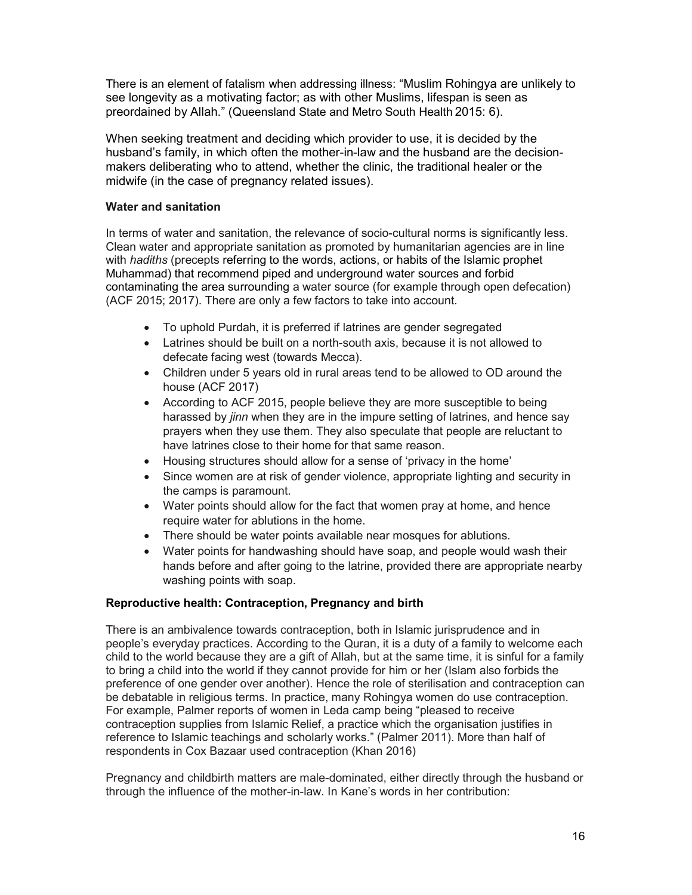There is an element of fatalism when addressing illness: “Muslim Rohingya are unlikely to see longevity as a motivating factor; as with other Muslims, lifespan is seen as preordained by Allah.” (Queensland State and Metro South Health 2015: 6).

When seeking treatment and deciding which provider to use, it is decided by the husband’s family, in which often the mother-in-law and the husband are the decision-makers deliberating who to attend, whether the clinic, the traditional healer or the midwife (in the case of pregnancy related issues).

**Water and sanitation**

In terms of water and sanitation, the relevance of socio-cultural norms is significantly less. Clean water and appropriate sanitation as promoted by humanitarian agencies are in line with *hadiths* (precepts referring to the words, actions, or habits of the Islamic prophet Muhammad) that recommend piped and underground water sources and forbid contaminating the area surrounding a water source (for example through open defecation) (ACF 2015; 2017). There are only a few factors to take into account.

- To uphold Purdah, it is preferred if latrines are gender segregated
- Latrines should be built on a north-south axis, because it is not allowed to defecate facing west (towards Mecca).
- Children under 5 years old in rural areas tend to be allowed to OD around the house (ACF 2017)
- According to ACF 2015, people believe they are more susceptible to being harassed by *jinn* when they are in the impure setting of latrines, and hence say prayers when they use them. They also speculate that people are reluctant to have latrines close to their home for that same reason.
- Housing structures should allow for a sense of ‘privacy in the home’
- Since women are at risk of gender violence, appropriate lighting and security in the camps is paramount.
- Water points should allow for the fact that women pray at home, and hence require water for ablutions in the home.
- There should be water points available near mosques for ablutions.
- Water points for handwashing should have soap, and people would wash their hands before and after going to the latrine, provided there are appropriate nearby washing points with soap.

**Reproductive health: Contraception, Pregnancy and birth**

There is an ambivalence towards contraception, both in Islamic jurisprudence and in people’s everyday practices. According to the Quran, it is a duty of a family to welcome each child to the world because they are a gift of Allah, but at the same time, it is sinful for a family to bring a child into the world if they cannot provide for him or her (Islam also forbids the preference of one gender over another). Hence the role of sterilisation and contraception can be debatable in religious terms. In practice, many Rohingya women do use contraception. For example, Palmer reports of women in Leda camp being “pleased to receive contraception supplies from Islamic Relief, a practice which the organisation justifies in reference to Islamic teachings and scholarly works.” (Palmer 2011). More than half of respondents in Cox Bazaar used contraception (Khan 2016)

Pregnancy and childbirth matters are male-dominated, either directly through the husband or through the influence of the mother-in-law. In Kane’s words in her contribution: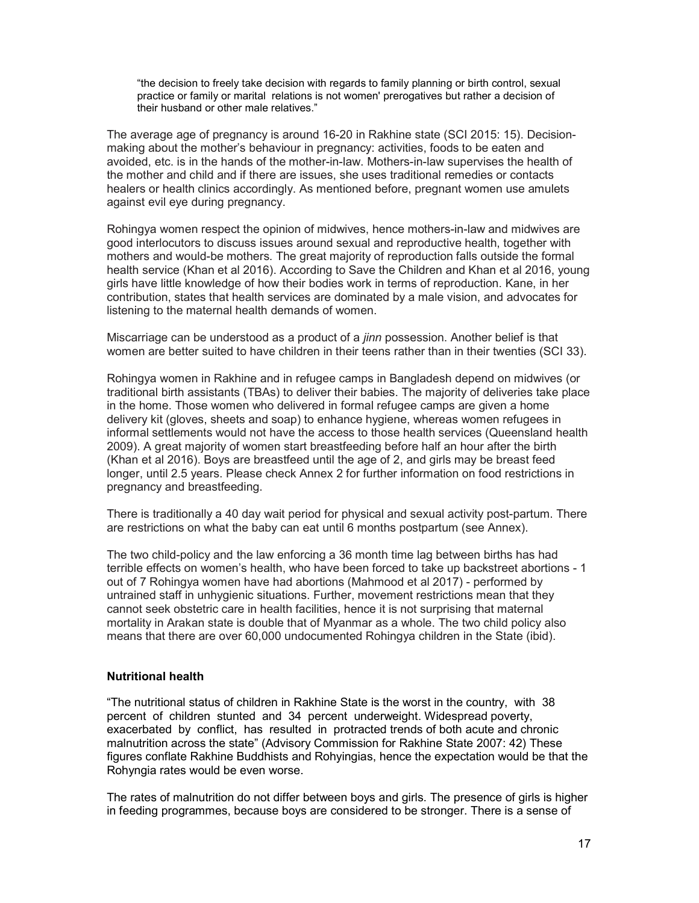> "the decision to freely take decision with regards to family planning or birth control, sexual practice or family or marital relations is not women' prerogatives but rather a decision of their husband or other male relatives."

The average age of pregnancy is around 16-20 in Rakhine state (SCI 2015: 15). Decision-making about the mother's behaviour in pregnancy: activities, foods to be eaten and avoided, etc. is in the hands of the mother-in-law. Mothers-in-law supervises the health of the mother and child and if there are issues, she uses traditional remedies or contacts healers or health clinics accordingly. As mentioned before, pregnant women use amulets against evil eye during pregnancy.

Rohingya women respect the opinion of midwives, hence mothers-in-law and midwives are good interlocutors to discuss issues around sexual and reproductive health, together with mothers and would-be mothers. The great majority of reproduction falls outside the formal health service (Khan et al 2016). According to Save the Children and Khan et al 2016, young girls have little knowledge of how their bodies work in terms of reproduction. Kane, in her contribution, states that health services are dominated by a male vision, and advocates for listening to the maternal health demands of women.

Miscarriage can be understood as a product of a *jinn* possession. Another belief is that women are better suited to have children in their teens rather than in their twenties (SCI 33).

Rohingya women in Rakhine and in refugee camps in Bangladesh depend on midwives (or traditional birth assistants (TBAs) to deliver their babies. The majority of deliveries take place in the home. Those women who delivered in formal refugee camps are given a home delivery kit (gloves, sheets and soap) to enhance hygiene, whereas women refugees in informal settlements would not have the access to those health services (Queensland health 2009). A great majority of women start breastfeeding before half an hour after the birth (Khan et al 2016). Boys are breastfeed until the age of 2, and girls may be breast feed longer, until 2.5 years. Please check Annex 2 for further information on food restrictions in pregnancy and breastfeeding.

There is traditionally a 40 day wait period for physical and sexual activity post-partum. There are restrictions on what the baby can eat until 6 months postpartum (see Annex).

The two child-policy and the law enforcing a 36 month time lag between births has had terrible effects on women's health, who have been forced to take up backstreet abortions - 1 out of 7 Rohingya women have had abortions (Mahmood et al 2017) - performed by untrained staff in unhygienic situations. Further, movement restrictions mean that they cannot seek obstetric care in health facilities, hence it is not surprising that maternal mortality in Arakan state is double that of Myanmar as a whole. The two child policy also means that there are over 60,000 undocumented Rohingya children in the State (ibid).

**Nutritional health**

"The nutritional status of children in Rakhine State is the worst in the country, with 38 percent of children stunted and 34 percent underweight. Widespread poverty, exacerbated by conflict, has resulted in protracted trends of both acute and chronic malnutrition across the state" (Advisory Commission for Rakhine State 2007: 42) These figures conflate Rakhine Buddhists and Rohyingias, hence the expectation would be that the Rohyngia rates would be even worse.

The rates of malnutrition do not differ between boys and girls. The presence of girls is higher in feeding programmes, because boys are considered to be stronger. There is a sense of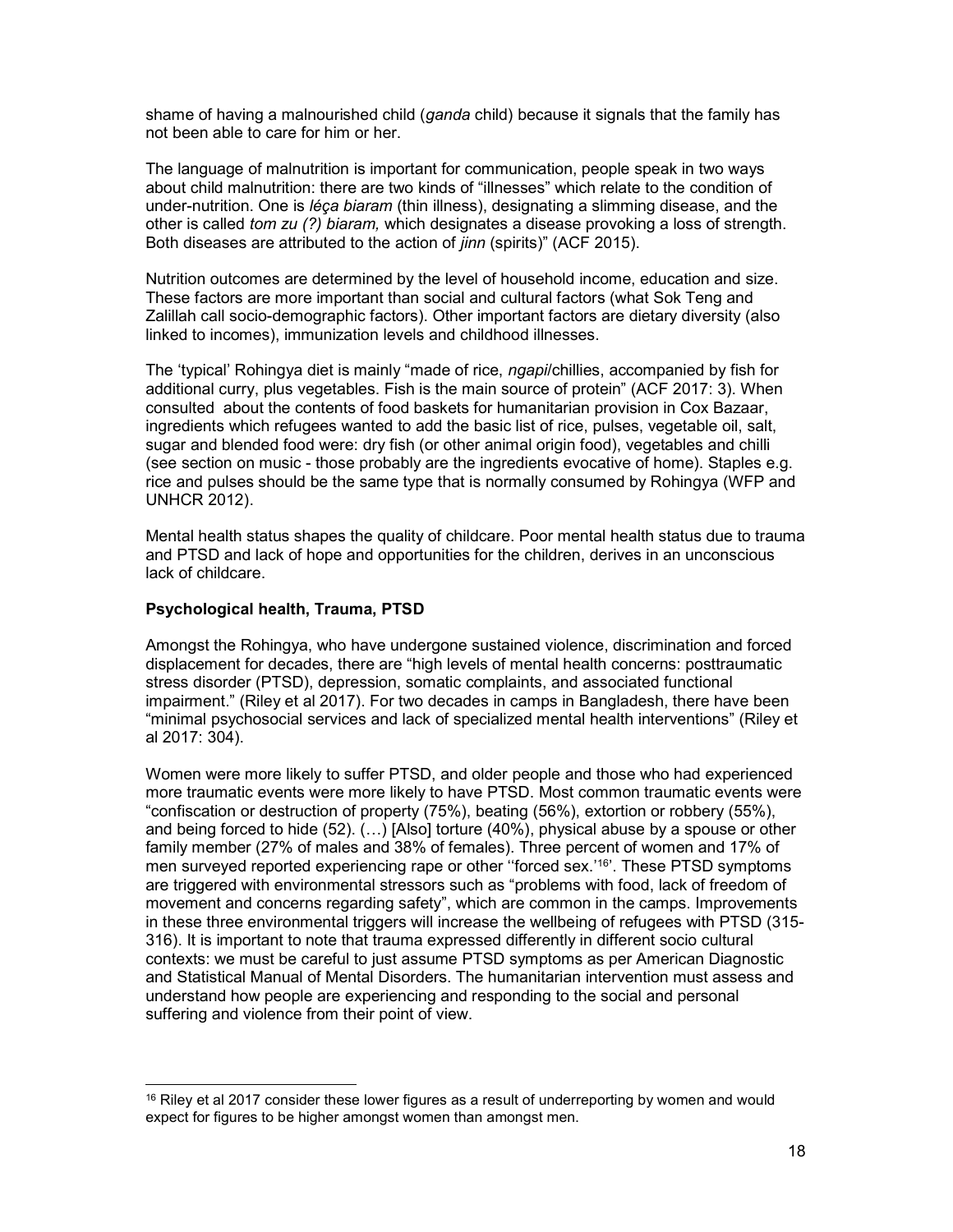shame of having a malnourished child (*ganda* child) because it signals that the family has not been able to care for him or her.

The language of malnutrition is important for communication, people speak in two ways about child malnutrition: there are two kinds of "illnesses" which relate to the condition of under-nutrition. One is *léça biaram* (thin illness), designating a slimming disease, and the other is called *tom zu (?) biaram,* which designates a disease provoking a loss of strength. Both diseases are attributed to the action of *jinn* (spirits)" (ACF 2015).

Nutrition outcomes are determined by the level of household income, education and size. These factors are more important than social and cultural factors (what Sok Teng and Zalillah call socio-demographic factors). Other important factors are dietary diversity (also linked to incomes), immunization levels and childhood illnesses.

The 'typical' Rohingya diet is mainly "made of rice, *ngapi*/chillies, accompanied by fish for additional curry, plus vegetables. Fish is the main source of protein" (ACF 2017: 3). When consulted about the contents of food baskets for humanitarian provision in Cox Bazaar, ingredients which refugees wanted to add the basic list of rice, pulses, vegetable oil, salt, sugar and blended food were: dry fish (or other animal origin food), vegetables and chilli (see section on music - those probably are the ingredients evocative of home). Staples e.g. rice and pulses should be the same type that is normally consumed by Rohingya (WFP and UNHCR 2012).

Mental health status shapes the quality of childcare. Poor mental health status due to trauma and PTSD and lack of hope and opportunities for the children, derives in an unconscious lack of childcare.

**Psychological health, Trauma, PTSD**

Amongst the Rohingya, who have undergone sustained violence, discrimination and forced displacement for decades, there are "high levels of mental health concerns: posttraumatic stress disorder (PTSD), depression, somatic complaints, and associated functional impairment." (Riley et al 2017). For two decades in camps in Bangladesh, there have been "minimal psychosocial services and lack of specialized mental health interventions" (Riley et al 2017: 304).

Women were more likely to suffer PTSD, and older people and those who had experienced more traumatic events were more likely to have PTSD. Most common traumatic events were "confiscation or destruction of property (75%), beating (56%), extortion or robbery (55%), and being forced to hide (52). (…) [Also] torture (40%), physical abuse by a spouse or other family member (27% of males and 38% of females). Three percent of women and 17% of men surveyed reported experiencing rape or other ''forced sex.'[16]'. These PTSD symptoms are triggered with environmental stressors such as "problems with food, lack of freedom of movement and concerns regarding safety", which are common in the camps. Improvements in these three environmental triggers will increase the wellbeing of refugees with PTSD (315-316). It is important to note that trauma expressed differently in different socio cultural contexts: we must be careful to just assume PTSD symptoms as per American Diagnostic and Statistical Manual of Mental Disorders. The humanitarian intervention must assess and understand how people are experiencing and responding to the social and personal suffering and violence from their point of view.

[16] Riley et al 2017 consider these lower figures as a result of underreporting by women and would expect for figures to be higher amongst women than amongst men.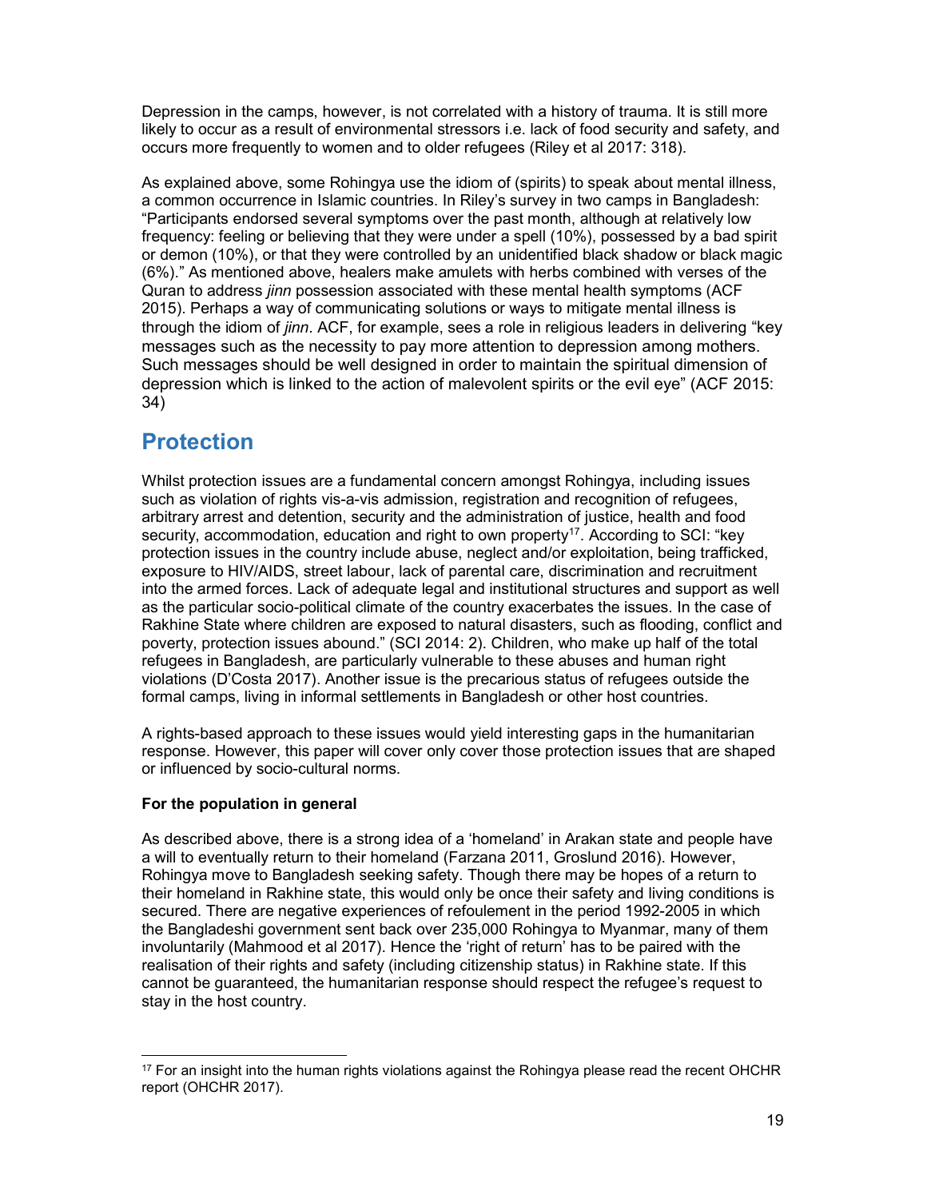Depression in the camps, however, is not correlated with a history of trauma. It is still more likely to occur as a result of environmental stressors i.e. lack of food security and safety, and occurs more frequently to women and to older refugees (Riley et al 2017: 318).

As explained above, some Rohingya use the idiom of (spirits) to speak about mental illness, a common occurrence in Islamic countries. In Riley's survey in two camps in Bangladesh: "Participants endorsed several symptoms over the past month, although at relatively low frequency: feeling or believing that they were under a spell (10%), possessed by a bad spirit or demon (10%), or that they were controlled by an unidentified black shadow or black magic (6%)." As mentioned above, healers make amulets with herbs combined with verses of the Quran to address *jinn* possession associated with these mental health symptoms (ACF 2015). Perhaps a way of communicating solutions or ways to mitigate mental illness is through the idiom of *jinn*. ACF, for example, sees a role in religious leaders in delivering "key messages such as the necessity to pay more attention to depression among mothers. Such messages should be well designed in order to maintain the spiritual dimension of depression which is linked to the action of malevolent spirits or the evil eye" (ACF 2015: 34)

## Protection

Whilst protection issues are a fundamental concern amongst Rohingya, including issues such as violation of rights vis-a-vis admission, registration and recognition of refugees, arbitrary arrest and detention, security and the administration of justice, health and food security, accommodation, education and right to own property[17]. According to SCI: "key protection issues in the country include abuse, neglect and/or exploitation, being trafficked, exposure to HIV/AIDS, street labour, lack of parental care, discrimination and recruitment into the armed forces. Lack of adequate legal and institutional structures and support as well as the particular socio-political climate of the country exacerbates the issues. In the case of Rakhine State where children are exposed to natural disasters, such as flooding, conflict and poverty, protection issues abound." (SCI 2014: 2). Children, who make up half of the total refugees in Bangladesh, are particularly vulnerable to these abuses and human right violations (D'Costa 2017). Another issue is the precarious status of refugees outside the formal camps, living in informal settlements in Bangladesh or other host countries.

A rights-based approach to these issues would yield interesting gaps in the humanitarian response. However, this paper will cover only cover those protection issues that are shaped or influenced by socio-cultural norms.

**For the population in general**

As described above, there is a strong idea of a 'homeland' in Arakan state and people have a will to eventually return to their homeland (Farzana 2011, Groslund 2016). However, Rohingya move to Bangladesh seeking safety. Though there may be hopes of a return to their homeland in Rakhine state, this would only be once their safety and living conditions is secured. There are negative experiences of refoulement in the period 1992-2005 in which the Bangladeshi government sent back over 235,000 Rohingya to Myanmar, many of them involuntarily (Mahmood et al 2017). Hence the 'right of return' has to be paired with the realisation of their rights and safety (including citizenship status) in Rakhine state. If this cannot be guaranteed, the humanitarian response should respect the refugee's request to stay in the host country.

[17] For an insight into the human rights violations against the Rohingya please read the recent OHCHR report (OHCHR 2017).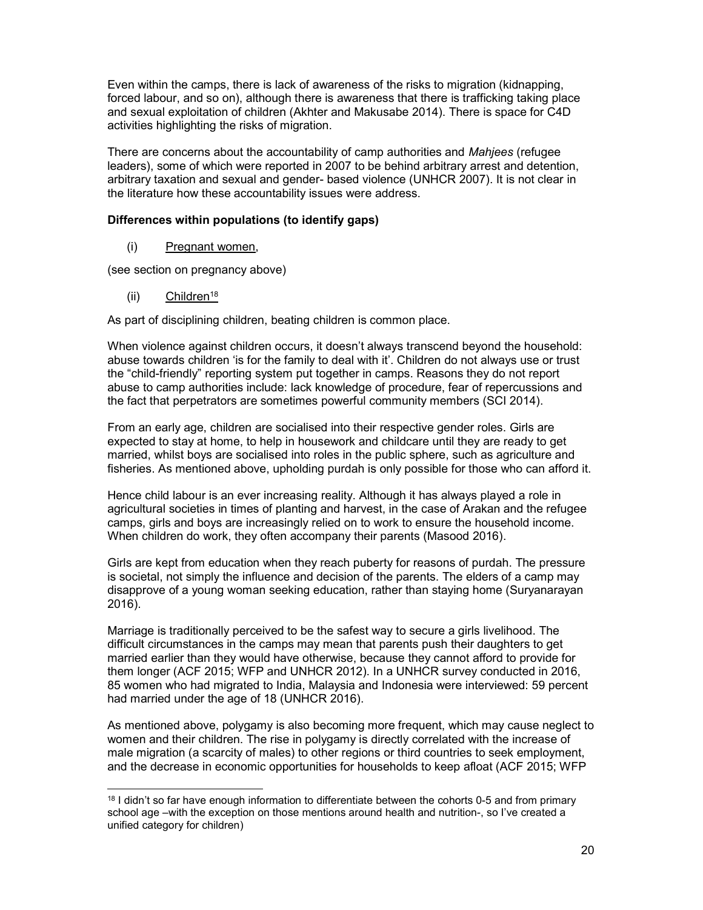Even within the camps, there is lack of awareness of the risks to migration (kidnapping, forced labour, and so on), although there is awareness that there is trafficking taking place and sexual exploitation of children (Akhter and Makusabe 2014). There is space for C4D activities highlighting the risks of migration.

There are concerns about the accountability of camp authorities and *Mahjees* (refugee leaders), some of which were reported in 2007 to be behind arbitrary arrest and detention, arbitrary taxation and sexual and gender- based violence (UNHCR 2007). It is not clear in the literature how these accountability issues were address.

**Differences within populations (to identify gaps)**

(i) Pregnant women,

(see section on pregnancy above)

(ii) Children[18]

As part of disciplining children, beating children is common place.

When violence against children occurs, it doesn't always transcend beyond the household: abuse towards children 'is for the family to deal with it'. Children do not always use or trust the "child-friendly" reporting system put together in camps. Reasons they do not report abuse to camp authorities include: lack knowledge of procedure, fear of repercussions and the fact that perpetrators are sometimes powerful community members (SCI 2014).

From an early age, children are socialised into their respective gender roles. Girls are expected to stay at home, to help in housework and childcare until they are ready to get married, whilst boys are socialised into roles in the public sphere, such as agriculture and fisheries. As mentioned above, upholding purdah is only possible for those who can afford it.

Hence child labour is an ever increasing reality. Although it has always played a role in agricultural societies in times of planting and harvest, in the case of Arakan and the refugee camps, girls and boys are increasingly relied on to work to ensure the household income. When children do work, they often accompany their parents (Masood 2016).

Girls are kept from education when they reach puberty for reasons of purdah. The pressure is societal, not simply the influence and decision of the parents. The elders of a camp may disapprove of a young woman seeking education, rather than staying home (Suryanarayan 2016).

Marriage is traditionally perceived to be the safest way to secure a girls livelihood. The difficult circumstances in the camps may mean that parents push their daughters to get married earlier than they would have otherwise, because they cannot afford to provide for them longer (ACF 2015; WFP and UNHCR 2012). In a UNHCR survey conducted in 2016, 85 women who had migrated to India, Malaysia and Indonesia were interviewed: 59 percent had married under the age of 18 (UNHCR 2016).

As mentioned above, polygamy is also becoming more frequent, which may cause neglect to women and their children. The rise in polygamy is directly correlated with the increase of male migration (a scarcity of males) to other regions or third countries to seek employment, and the decrease in economic opportunities for households to keep afloat (ACF 2015; WFP

[18] I didn't so far have enough information to differentiate between the cohorts 0-5 and from primary school age –with the exception on those mentions around health and nutrition-, so I've created a unified category for children)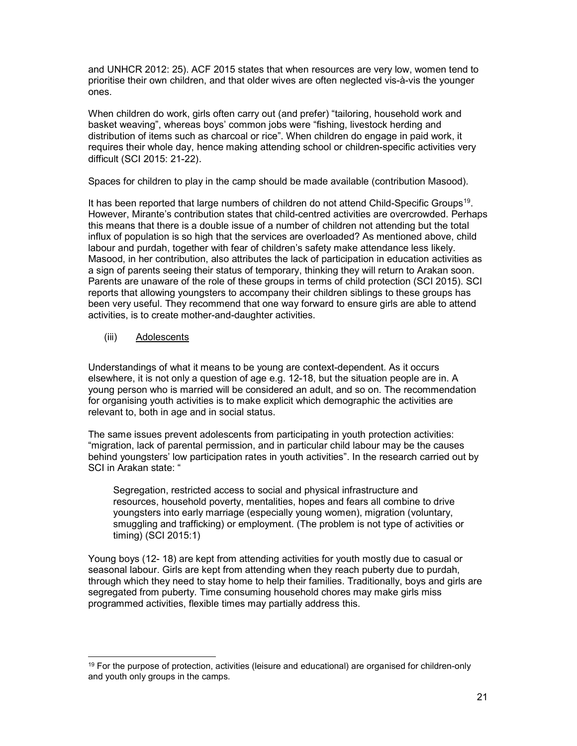and UNHCR 2012: 25). ACF 2015 states that when resources are very low, women tend to prioritise their own children, and that older wives are often neglected vis-à-vis the younger ones.

When children do work, girls often carry out (and prefer) "tailoring, household work and basket weaving", whereas boys' common jobs were "fishing, livestock herding and distribution of items such as charcoal or rice". When children do engage in paid work, it requires their whole day, hence making attending school or children-specific activities very difficult (SCI 2015: 21-22).

Spaces for children to play in the camp should be made available (contribution Masood).

It has been reported that large numbers of children do not attend Child-Specific Groups[19]. However, Mirante's contribution states that child-centred activities are overcrowded. Perhaps this means that there is a double issue of a number of children not attending but the total influx of population is so high that the services are overloaded? As mentioned above, child labour and purdah, together with fear of children's safety make attendance less likely. Masood, in her contribution, also attributes the lack of participation in education activities as a sign of parents seeing their status of temporary, thinking they will return to Arakan soon. Parents are unaware of the role of these groups in terms of child protection (SCI 2015). SCI reports that allowing youngsters to accompany their children siblings to these groups has been very useful. They recommend that one way forward to ensure girls are able to attend activities, is to create mother-and-daughter activities.

(iii) Adolescents

Understandings of what it means to be young are context-dependent. As it occurs elsewhere, it is not only a question of age e.g. 12-18, but the situation people are in. A young person who is married will be considered an adult, and so on. The recommendation for organising youth activities is to make explicit which demographic the activities are relevant to, both in age and in social status.

The same issues prevent adolescents from participating in youth protection activities: "migration, lack of parental permission, and in particular child labour may be the causes behind youngsters' low participation rates in youth activities". In the research carried out by SCI in Arakan state: "

> Segregation, restricted access to social and physical infrastructure and resources, household poverty, mentalities, hopes and fears all combine to drive youngsters into early marriage (especially young women), migration (voluntary, smuggling and trafficking) or employment. (The problem is not type of activities or timing) (SCI 2015:1)

Young boys (12- 18) are kept from attending activities for youth mostly due to casual or seasonal labour. Girls are kept from attending when they reach puberty due to purdah, through which they need to stay home to help their families. Traditionally, boys and girls are segregated from puberty. Time consuming household chores may make girls miss programmed activities, flexible times may partially address this.

[19] For the purpose of protection, activities (leisure and educational) are organised for children-only and youth only groups in the camps.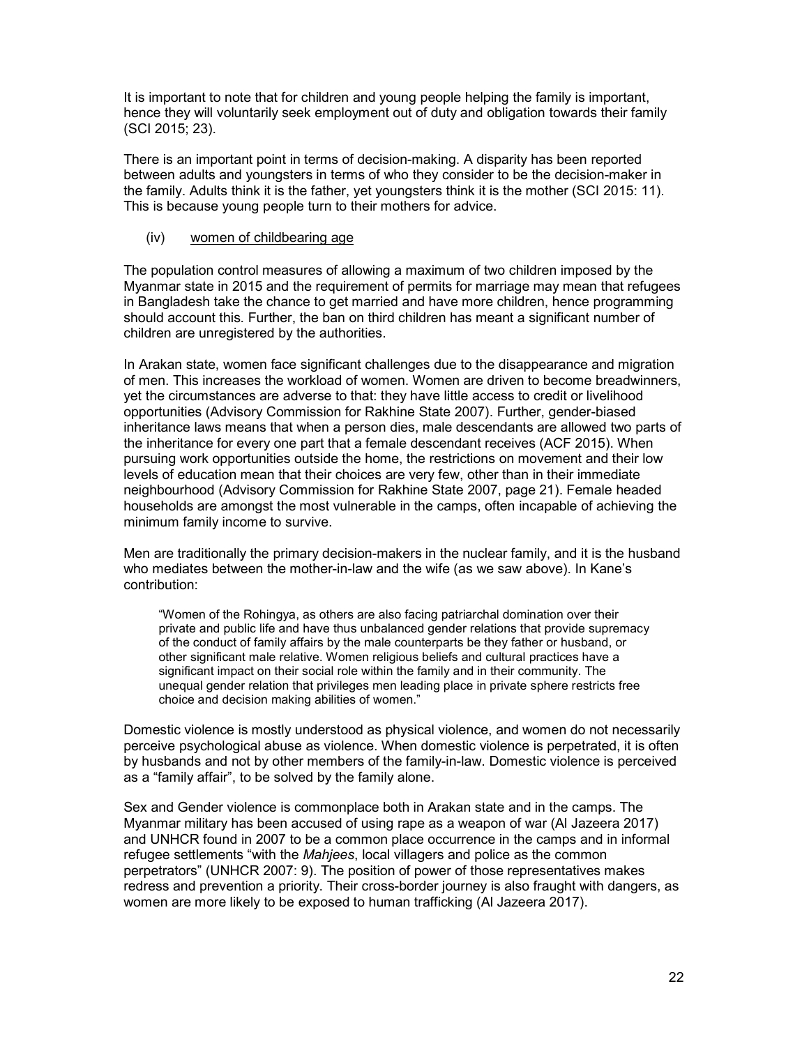It is important to note that for children and young people helping the family is important, hence they will voluntarily seek employment out of duty and obligation towards their family (SCI 2015; 23).

There is an important point in terms of decision-making. A disparity has been reported between adults and youngsters in terms of who they consider to be the decision-maker in the family. Adults think it is the father, yet youngsters think it is the mother (SCI 2015: 11). This is because young people turn to their mothers for advice.

(iv) <u>women of childbearing age</u>

The population control measures of allowing a maximum of two children imposed by the Myanmar state in 2015 and the requirement of permits for marriage may mean that refugees in Bangladesh take the chance to get married and have more children, hence programming should account this. Further, the ban on third children has meant a significant number of children are unregistered by the authorities.

In Arakan state, women face significant challenges due to the disappearance and migration of men. This increases the workload of women. Women are driven to become breadwinners, yet the circumstances are adverse to that: they have little access to credit or livelihood opportunities (Advisory Commission for Rakhine State 2007). Further, gender-biased inheritance laws means that when a person dies, male descendants are allowed two parts of the inheritance for every one part that a female descendant receives (ACF 2015). When pursuing work opportunities outside the home, the restrictions on movement and their low levels of education mean that their choices are very few, other than in their immediate neighbourhood (Advisory Commission for Rakhine State 2007, page 21). Female headed households are amongst the most vulnerable in the camps, often incapable of achieving the minimum family income to survive.

Men are traditionally the primary decision-makers in the nuclear family, and it is the husband who mediates between the mother-in-law and the wife (as we saw above). In Kane's contribution:

> "Women of the Rohingya, as others are also facing patriarchal domination over their private and public life and have thus unbalanced gender relations that provide supremacy of the conduct of family affairs by the male counterparts be they father or husband, or other significant male relative. Women religious beliefs and cultural practices have a significant impact on their social role within the family and in their community. The unequal gender relation that privileges men leading place in private sphere restricts free choice and decision making abilities of women."

Domestic violence is mostly understood as physical violence, and women do not necessarily perceive psychological abuse as violence. When domestic violence is perpetrated, it is often by husbands and not by other members of the family-in-law. Domestic violence is perceived as a "family affair", to be solved by the family alone.

Sex and Gender violence is commonplace both in Arakan state and in the camps. The Myanmar military has been accused of using rape as a weapon of war (Al Jazeera 2017) and UNHCR found in 2007 to be a common place occurrence in the camps and in informal refugee settlements "with the *Mahjees*, local villagers and police as the common perpetrators" (UNHCR 2007: 9). The position of power of those representatives makes redress and prevention a priority. Their cross-border journey is also fraught with dangers, as women are more likely to be exposed to human trafficking (Al Jazeera 2017).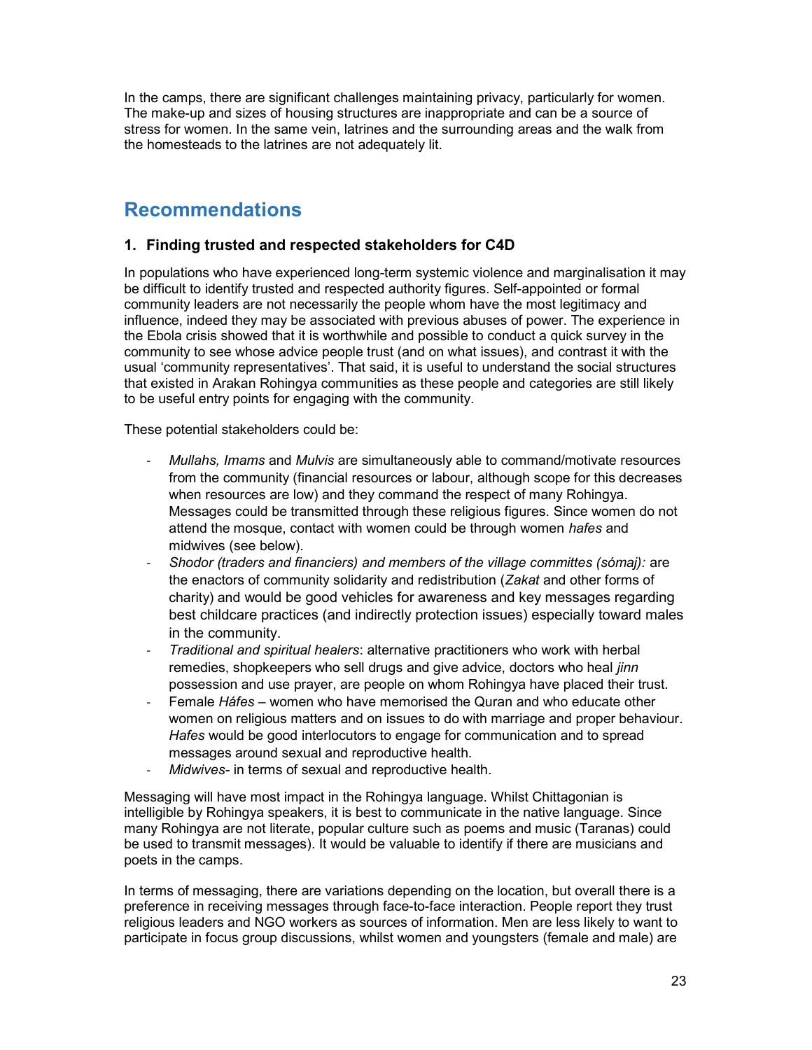In the camps, there are significant challenges maintaining privacy, particularly for women. The make-up and sizes of housing structures are inappropriate and can be a source of stress for women. In the same vein, latrines and the surrounding areas and the walk from the homesteads to the latrines are not adequately lit.

## Recommendations

### 1. Finding trusted and respected stakeholders for C4D

In populations who have experienced long-term systemic violence and marginalisation it may be difficult to identify trusted and respected authority figures. Self-appointed or formal community leaders are not necessarily the people whom have the most legitimacy and influence, indeed they may be associated with previous abuses of power. The experience in the Ebola crisis showed that it is worthwhile and possible to conduct a quick survey in the community to see whose advice people trust (and on what issues), and contrast it with the usual 'community representatives'. That said, it is useful to understand the social structures that existed in Arakan Rohingya communities as these people and categories are still likely to be useful entry points for engaging with the community.

These potential stakeholders could be:

- *Mullahs, Imams* and *Mulvis* are simultaneously able to command/motivate resources from the community (financial resources or labour, although scope for this decreases when resources are low) and they command the respect of many Rohingya. Messages could be transmitted through these religious figures. Since women do not attend the mosque, contact with women could be through women *hafes* and midwives (see below).
- *Shodor (traders and financiers) and members of the village committes (sómaj):* are the enactors of community solidarity and redistribution (*Zakat* and other forms of charity) and would be good vehicles for awareness and key messages regarding best childcare practices (and indirectly protection issues) especially toward males in the community.
- *Traditional and spiritual healers*: alternative practitioners who work with herbal remedies, shopkeepers who sell drugs and give advice, doctors who heal *jinn* possession and use prayer, are people on whom Rohingya have placed their trust.
- Female *Háfes* – women who have memorised the Quran and who educate other women on religious matters and on issues to do with marriage and proper behaviour. *Hafes* would be good interlocutors to engage for communication and to spread messages around sexual and reproductive health.
- *Midwives*- in terms of sexual and reproductive health.

Messaging will have most impact in the Rohingya language. Whilst Chittagonian is intelligible by Rohingya speakers, it is best to communicate in the native language. Since many Rohingya are not literate, popular culture such as poems and music (Taranas) could be used to transmit messages). It would be valuable to identify if there are musicians and poets in the camps.

In terms of messaging, there are variations depending on the location, but overall there is a preference in receiving messages through face-to-face interaction. People report they trust religious leaders and NGO workers as sources of information. Men are less likely to want to participate in focus group discussions, whilst women and youngsters (female and male) are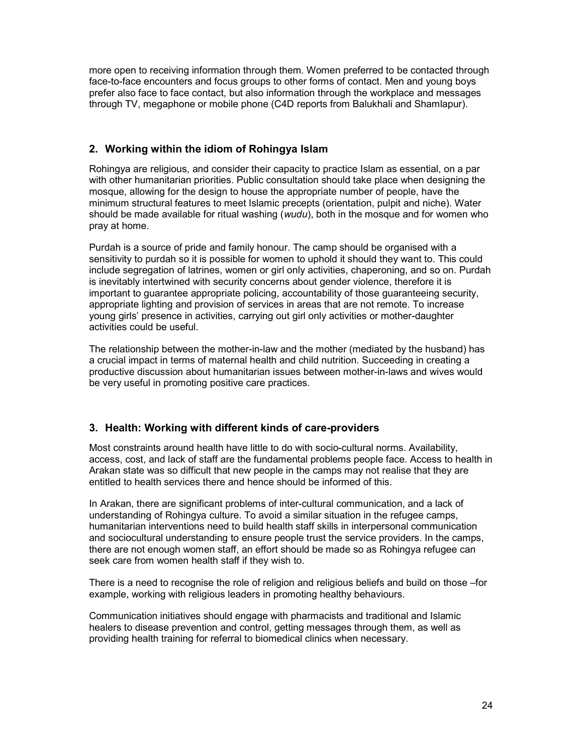more open to receiving information through them. Women preferred to be contacted through face-to-face encounters and focus groups to other forms of contact. Men and young boys prefer also face to face contact, but also information through the workplace and messages through TV, megaphone or mobile phone (C4D reports from Balukhali and Shamlapur).

## 2. Working within the idiom of Rohingya Islam

Rohingya are religious, and consider their capacity to practice Islam as essential, on a par with other humanitarian priorities. Public consultation should take place when designing the mosque, allowing for the design to house the appropriate number of people, have the minimum structural features to meet Islamic precepts (orientation, pulpit and niche). Water should be made available for ritual washing (*wudu*), both in the mosque and for women who pray at home.

Purdah is a source of pride and family honour. The camp should be organised with a sensitivity to purdah so it is possible for women to uphold it should they want to. This could include segregation of latrines, women or girl only activities, chaperoning, and so on. Purdah is inevitably intertwined with security concerns about gender violence, therefore it is important to guarantee appropriate policing, accountability of those guaranteeing security, appropriate lighting and provision of services in areas that are not remote. To increase young girls' presence in activities, carrying out girl only activities or mother-daughter activities could be useful.

The relationship between the mother-in-law and the mother (mediated by the husband) has a crucial impact in terms of maternal health and child nutrition. Succeeding in creating a productive discussion about humanitarian issues between mother-in-laws and wives would be very useful in promoting positive care practices.

## 3. Health: Working with different kinds of care-providers

Most constraints around health have little to do with socio-cultural norms. Availability, access, cost, and lack of staff are the fundamental problems people face. Access to health in Arakan state was so difficult that new people in the camps may not realise that they are entitled to health services there and hence should be informed of this.

In Arakan, there are significant problems of inter-cultural communication, and a lack of understanding of Rohingya culture. To avoid a similar situation in the refugee camps, humanitarian interventions need to build health staff skills in interpersonal communication and sociocultural understanding to ensure people trust the service providers. In the camps, there are not enough women staff, an effort should be made so as Rohingya refugee can seek care from women health staff if they wish to.

There is a need to recognise the role of religion and religious beliefs and build on those –for example, working with religious leaders in promoting healthy behaviours.

Communication initiatives should engage with pharmacists and traditional and Islamic healers to disease prevention and control, getting messages through them, as well as providing health training for referral to biomedical clinics when necessary.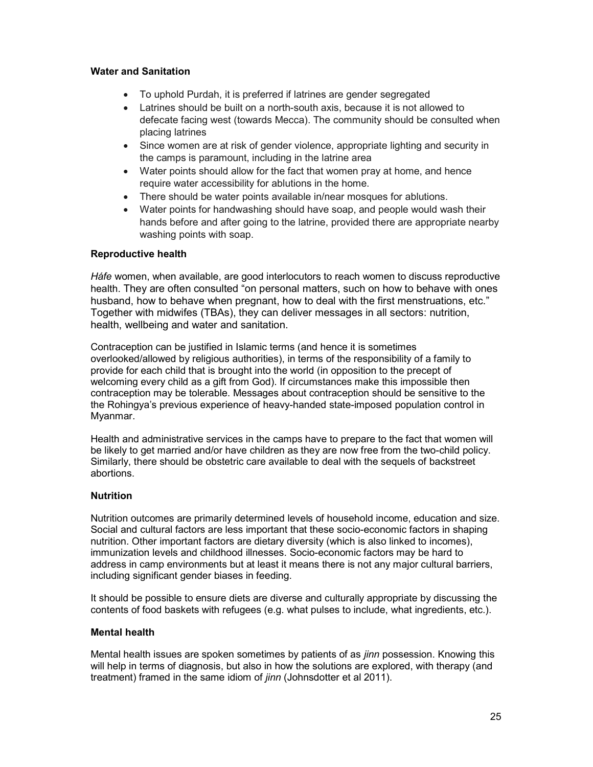**Water and Sanitation**

- To uphold Purdah, it is preferred if latrines are gender segregated
- Latrines should be built on a north-south axis, because it is not allowed to defecate facing west (towards Mecca). The community should be consulted when placing latrines
- Since women are at risk of gender violence, appropriate lighting and security in the camps is paramount, including in the latrine area
- Water points should allow for the fact that women pray at home, and hence require water accessibility for ablutions in the home.
- There should be water points available in/near mosques for ablutions.
- Water points for handwashing should have soap, and people would wash their hands before and after going to the latrine, provided there are appropriate nearby washing points with soap.

**Reproductive health**

*Háfe* women, when available, are good interlocutors to reach women to discuss reproductive health. They are often consulted "on personal matters, such on how to behave with ones husband, how to behave when pregnant, how to deal with the first menstruations, etc." Together with midwifes (TBAs), they can deliver messages in all sectors: nutrition, health, wellbeing and water and sanitation.

Contraception can be justified in Islamic terms (and hence it is sometimes overlooked/allowed by religious authorities), in terms of the responsibility of a family to provide for each child that is brought into the world (in opposition to the precept of welcoming every child as a gift from God). If circumstances make this impossible then contraception may be tolerable. Messages about contraception should be sensitive to the the Rohingya's previous experience of heavy-handed state-imposed population control in Myanmar.

Health and administrative services in the camps have to prepare to the fact that women will be likely to get married and/or have children as they are now free from the two-child policy. Similarly, there should be obstetric care available to deal with the sequels of backstreet abortions.

**Nutrition**

Nutrition outcomes are primarily determined levels of household income, education and size. Social and cultural factors are less important that these socio-economic factors in shaping nutrition. Other important factors are dietary diversity (which is also linked to incomes), immunization levels and childhood illnesses. Socio-economic factors may be hard to address in camp environments but at least it means there is not any major cultural barriers, including significant gender biases in feeding.

It should be possible to ensure diets are diverse and culturally appropriate by discussing the contents of food baskets with refugees (e.g. what pulses to include, what ingredients, etc.).

**Mental health**

Mental health issues are spoken sometimes by patients of as *jinn* possession. Knowing this will help in terms of diagnosis, but also in how the solutions are explored, with therapy (and treatment) framed in the same idiom of *jinn* (Johnsdotter et al 2011).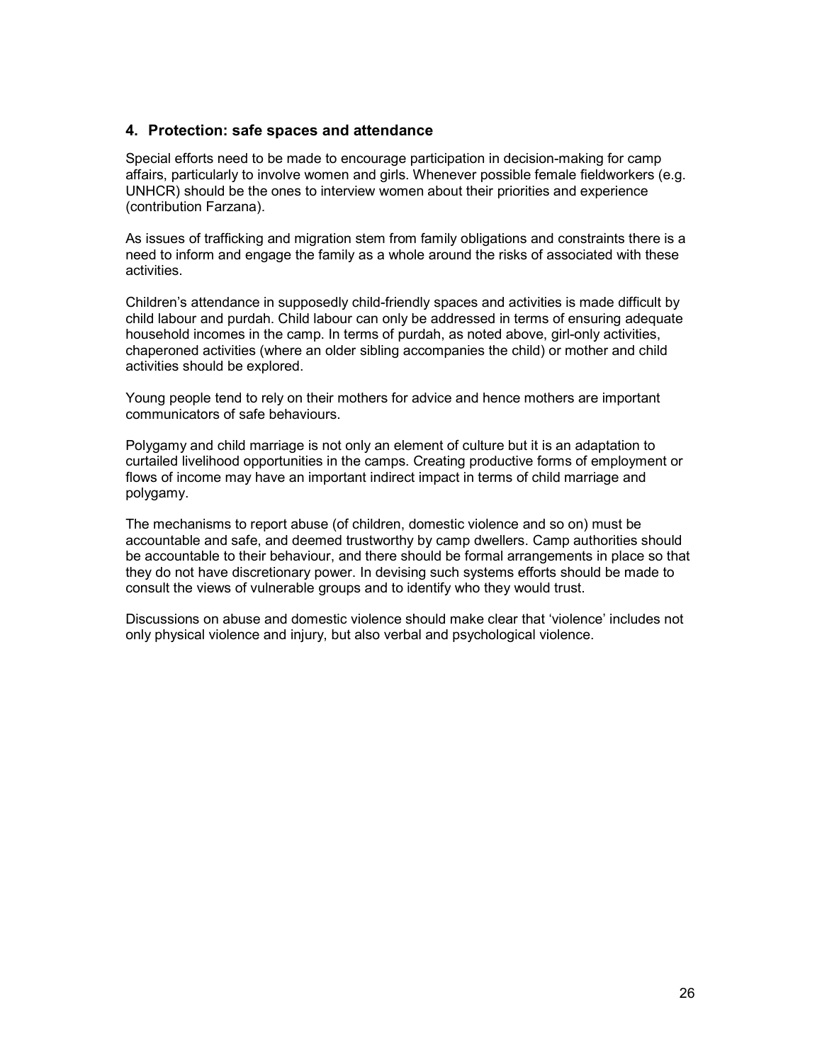## 4. Protection: safe spaces and attendance

Special efforts need to be made to encourage participation in decision-making for camp affairs, particularly to involve women and girls. Whenever possible female fieldworkers (e.g. UNHCR) should be the ones to interview women about their priorities and experience (contribution Farzana).

As issues of trafficking and migration stem from family obligations and constraints there is a need to inform and engage the family as a whole around the risks of associated with these activities.

Children's attendance in supposedly child-friendly spaces and activities is made difficult by child labour and purdah. Child labour can only be addressed in terms of ensuring adequate household incomes in the camp. In terms of purdah, as noted above, girl-only activities, chaperoned activities (where an older sibling accompanies the child) or mother and child activities should be explored.

Young people tend to rely on their mothers for advice and hence mothers are important communicators of safe behaviours.

Polygamy and child marriage is not only an element of culture but it is an adaptation to curtailed livelihood opportunities in the camps. Creating productive forms of employment or flows of income may have an important indirect impact in terms of child marriage and polygamy.

The mechanisms to report abuse (of children, domestic violence and so on) must be accountable and safe, and deemed trustworthy by camp dwellers. Camp authorities should be accountable to their behaviour, and there should be formal arrangements in place so that they do not have discretionary power. In devising such systems efforts should be made to consult the views of vulnerable groups and to identify who they would trust.

Discussions on abuse and domestic violence should make clear that 'violence' includes not only physical violence and injury, but also verbal and psychological violence.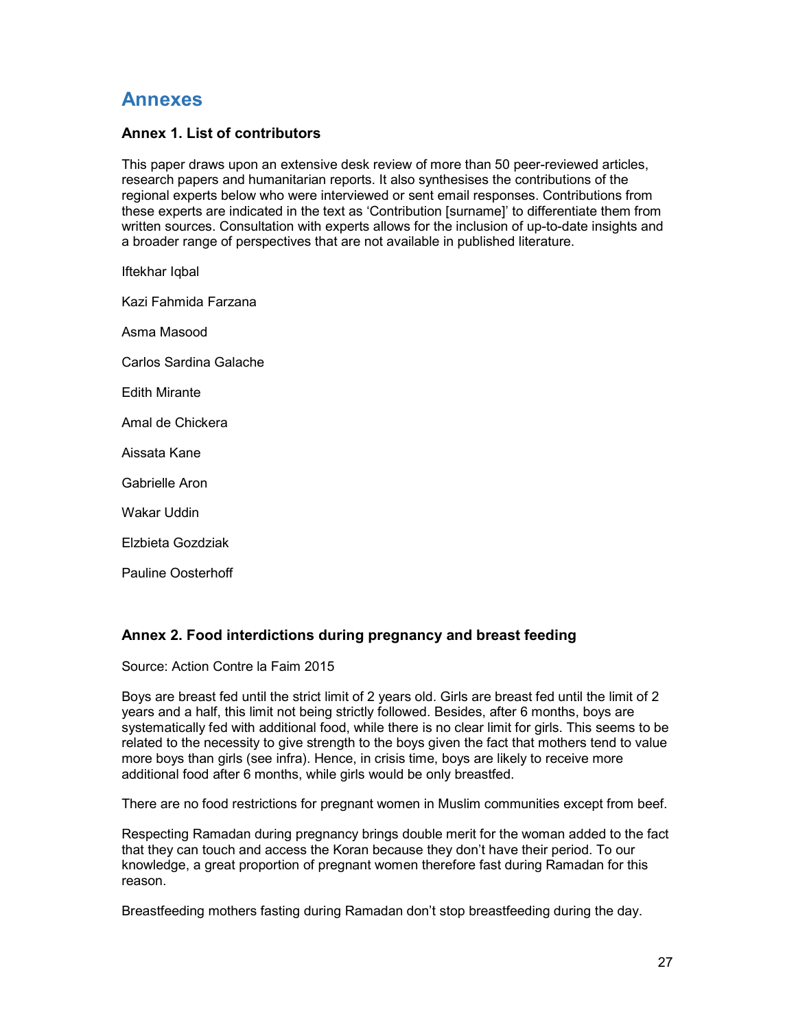# Annexes

## Annex 1. List of contributors

This paper draws upon an extensive desk review of more than 50 peer-reviewed articles, research papers and humanitarian reports. It also synthesises the contributions of the regional experts below who were interviewed or sent email responses. Contributions from these experts are indicated in the text as 'Contribution [surname]' to differentiate them from written sources. Consultation with experts allows for the inclusion of up-to-date insights and a broader range of perspectives that are not available in published literature.

Iftekhar Iqbal

Kazi Fahmida Farzana

Asma Masood

Carlos Sardina Galache

Edith Mirante

Amal de Chickera

Aissata Kane

Gabrielle Aron

Wakar Uddin

Elzbieta Gozdziak

Pauline Oosterhoff

## Annex 2. Food interdictions during pregnancy and breast feeding

Source: Action Contre la Faim 2015

Boys are breast fed until the strict limit of 2 years old. Girls are breast fed until the limit of 2 years and a half, this limit not being strictly followed. Besides, after 6 months, boys are systematically fed with additional food, while there is no clear limit for girls. This seems to be related to the necessity to give strength to the boys given the fact that mothers tend to value more boys than girls (see infra). Hence, in crisis time, boys are likely to receive more additional food after 6 months, while girls would be only breastfed.

There are no food restrictions for pregnant women in Muslim communities except from beef.

Respecting Ramadan during pregnancy brings double merit for the woman added to the fact that they can touch and access the Koran because they don't have their period. To our knowledge, a great proportion of pregnant women therefore fast during Ramadan for this reason.

Breastfeeding mothers fasting during Ramadan don't stop breastfeeding during the day.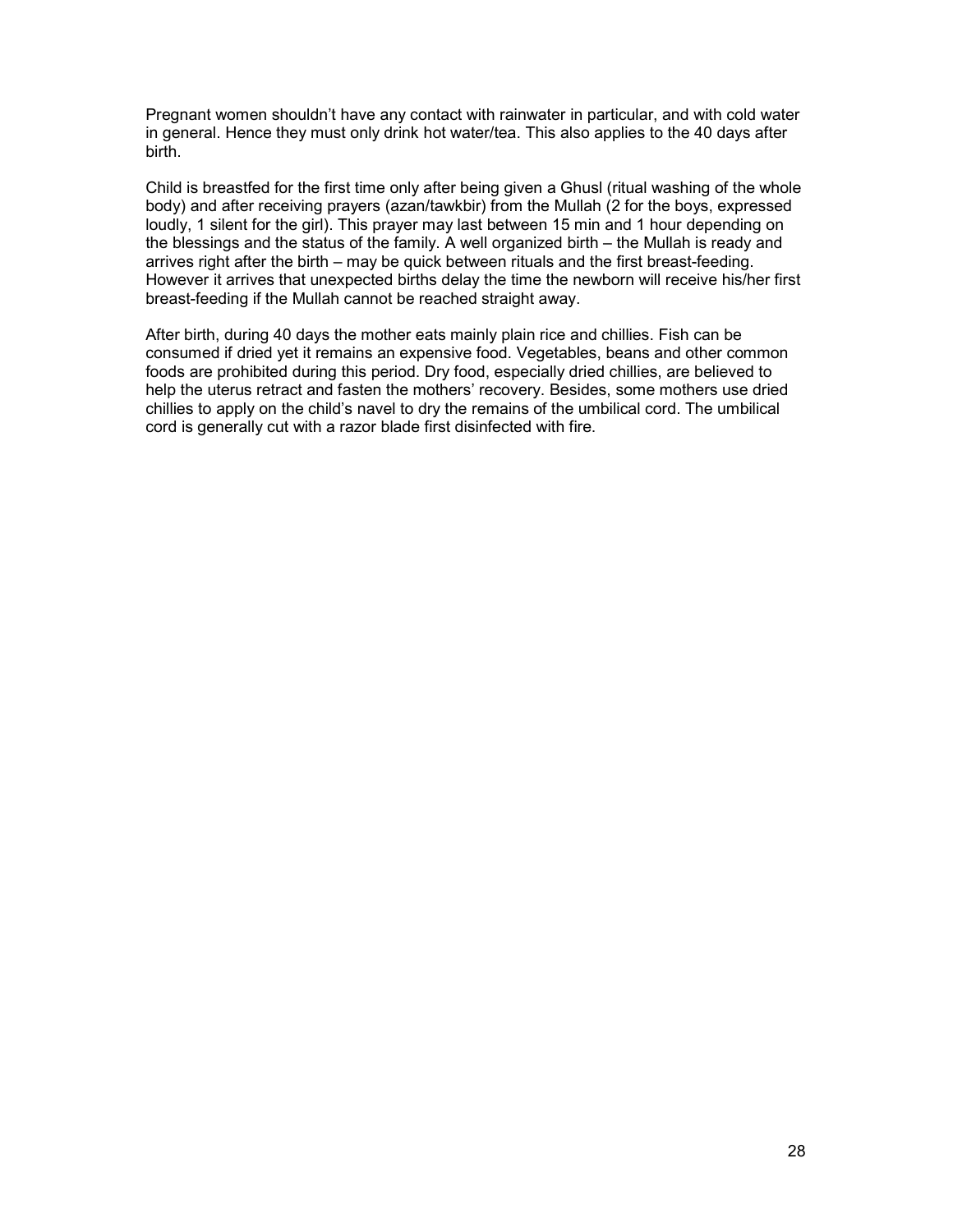Pregnant women shouldn't have any contact with rainwater in particular, and with cold water in general. Hence they must only drink hot water/tea. This also applies to the 40 days after birth.

Child is breastfed for the first time only after being given a Ghusl (ritual washing of the whole body) and after receiving prayers (azan/tawkbir) from the Mullah (2 for the boys, expressed loudly, 1 silent for the girl). This prayer may last between 15 min and 1 hour depending on the blessings and the status of the family. A well organized birth – the Mullah is ready and arrives right after the birth – may be quick between rituals and the first breast-feeding. However it arrives that unexpected births delay the time the newborn will receive his/her first breast-feeding if the Mullah cannot be reached straight away.

After birth, during 40 days the mother eats mainly plain rice and chillies. Fish can be consumed if dried yet it remains an expensive food. Vegetables, beans and other common foods are prohibited during this period. Dry food, especially dried chillies, are believed to help the uterus retract and fasten the mothers' recovery. Besides, some mothers use dried chillies to apply on the child's navel to dry the remains of the umbilical cord. The umbilical cord is generally cut with a razor blade first disinfected with fire.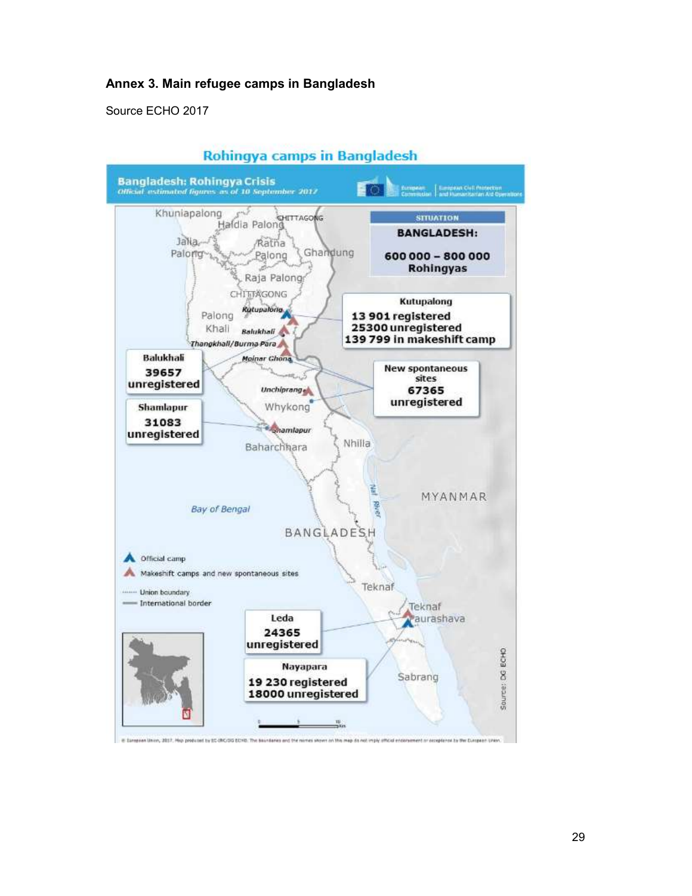### Annex 3. Main refugee camps in Bangladesh

Source ECHO 2017

Rohingya camps in Bangladesh

Bangladesh: Rohingya Crisis

Official estimated figures as of 10 September 2017

SITUATION

BANGLADESH:

600 000 – 800 000 Rohingyas

Kutupalong

13 901 registered

25300 unregistered

139 799 in makeshift camp

Balukhali

39657 unregistered

Shamlapur

31083 unregistered

New spontaneous sites

67365 unregistered

Leda

24365 unregistered

Nayapara

19 230 registered

18000 unregistered

Official camp

Makeshift camps and new spontaneous sites

Union boundary

International border

Khuniapalong, Haldia Palong, Jalia Palong, Ratna Palong, Ghandung, Raja Palong, CHITTAGONG, Palong Khali, Kutupalong, Balukhali, Thangkhali/Burma Para, Moinar Ghona, Unchiprang, Whykong, Shamlapur, Baharchhara, Nhilla, Naf River, MYANMAR, Bay of Bengal, BANGLADESH, Teknaf, Teknaf Paurashava, Sabrang

Source: DG ECHO

© European Union, 2017. Map produced by EC-JRC/DG ECHO. The boundaries and the names shown on this map do not imply official endorsement or acceptance by the European Union.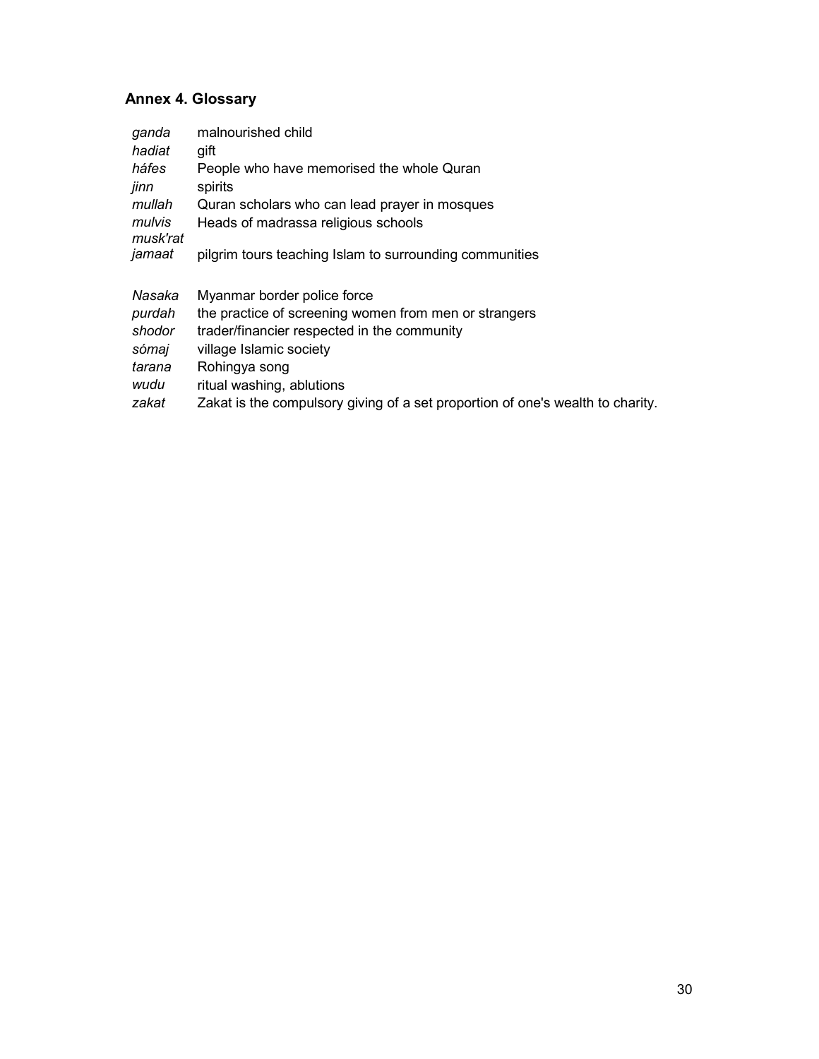## Annex 4. Glossary

| | |
|---|---|
| *ganda* | malnourished child |
| *hadiat* | gift |
| *háfes* | People who have memorised the whole Quran |
| *jinn* | spirits |
| *mullah* | Quran scholars who can lead prayer in mosques |
| *mulvis* | Heads of madrassa religious schools |
| *musk'rat jamaat* | pilgrim tours teaching Islam to surrounding communities |
| *Nasaka* | Myanmar border police force |
| *purdah* | the practice of screening women from men or strangers |
| *shodor* | trader/financier respected in the community |
| *sómaj* | village Islamic society |
| *tarana* | Rohingya song |
| *wudu* | ritual washing, ablutions |
| *zakat* | Zakat is the compulsory giving of a set proportion of one's wealth to charity. |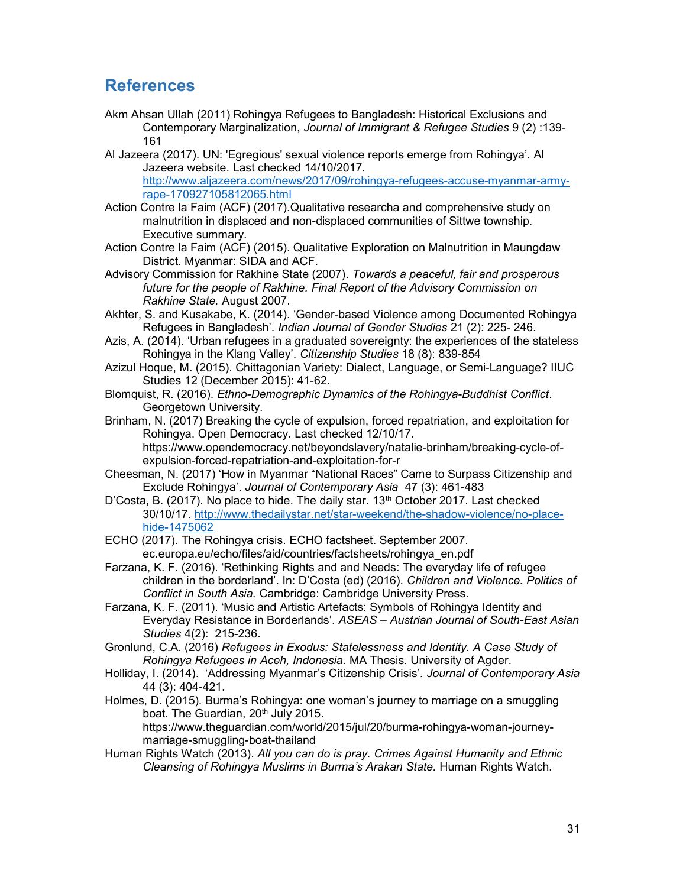## References

Akm Ahsan Ullah (2011) Rohingya Refugees to Bangladesh: Historical Exclusions and Contemporary Marginalization, *Journal of Immigrant & Refugee Studies* 9 (2) :139-161

Al Jazeera (2017). UN: 'Egregious' sexual violence reports emerge from Rohingya'. Al Jazeera website. Last checked 14/10/2017. http://www.aljazeera.com/news/2017/09/rohingya-refugees-accuse-myanmar-army-rape-170927105812065.html

Action Contre la Faim (ACF) (2017).Qualitative researcha and comprehensive study on malnutrition in displaced and non-displaced communities of Sittwe township. Executive summary.

Action Contre la Faim (ACF) (2015). Qualitative Exploration on Malnutrition in Maungdaw District. Myanmar: SIDA and ACF.

Advisory Commission for Rakhine State (2007). *Towards a peaceful, fair and prosperous future for the people of Rakhine. Final Report of the Advisory Commission on Rakhine State.* August 2007.

Akhter, S. and Kusakabe, K. (2014). 'Gender-based Violence among Documented Rohingya Refugees in Bangladesh'. *Indian Journal of Gender Studies* 21 (2): 225- 246.

Azis, A. (2014). 'Urban refugees in a graduated sovereignty: the experiences of the stateless Rohingya in the Klang Valley'. *Citizenship Studies* 18 (8): 839-854

Azizul Hoque, M. (2015). Chittagonian Variety: Dialect, Language, or Semi-Language? IIUC Studies 12 (December 2015): 41-62.

Blomquist, R. (2016). *Ethno-Demographic Dynamics of the Rohingya-Buddhist Conflict*. Georgetown University.

Brinham, N. (2017) Breaking the cycle of expulsion, forced repatriation, and exploitation for Rohingya. Open Democracy. Last checked 12/10/17. https://www.opendemocracy.net/beyondslavery/natalie-brinham/breaking-cycle-of-expulsion-forced-repatriation-and-exploitation-for-r

Cheesman, N. (2017) 'How in Myanmar "National Races" Came to Surpass Citizenship and Exclude Rohingya'. *Journal of Contemporary Asia* 47 (3): 461-483

D'Costa, B. (2017). No place to hide. The daily star. 13th October 2017. Last checked 30/10/17. http://www.thedailystar.net/star-weekend/the-shadow-violence/no-place-hide-1475062

ECHO (2017). The Rohingya crisis. ECHO factsheet. September 2007. ec.europa.eu/echo/files/aid/countries/factsheets/rohingya_en.pdf

Farzana, K. F. (2016). 'Rethinking Rights and and Needs: The everyday life of refugee children in the borderland'. In: D'Costa (ed) (2016). *Children and Violence. Politics of Conflict in South Asia.* Cambridge: Cambridge University Press.

Farzana, K. F. (2011). 'Music and Artistic Artefacts: Symbols of Rohingya Identity and Everyday Resistance in Borderlands'*. ASEAS – Austrian Journal of South-East Asian Studies* 4(2): 215-236.

Gronlund, C.A. (2016) *Refugees in Exodus: Statelessness and Identity. A Case Study of Rohingya Refugees in Aceh, Indonesia*. MA Thesis. University of Agder.

Holliday, I. (2014). 'Addressing Myanmar's Citizenship Crisis'. *Journal of Contemporary Asia* 44 (3): 404-421.

Holmes, D. (2015). Burma's Rohingya: one woman's journey to marriage on a smuggling boat. The Guardian, 20th July 2015. https://www.theguardian.com/world/2015/jul/20/burma-rohingya-woman-journey-marriage-smuggling-boat-thailand

Human Rights Watch (2013). *All you can do is pray. Crimes Against Humanity and Ethnic Cleansing of Rohingya Muslims in Burma's Arakan State.* Human Rights Watch.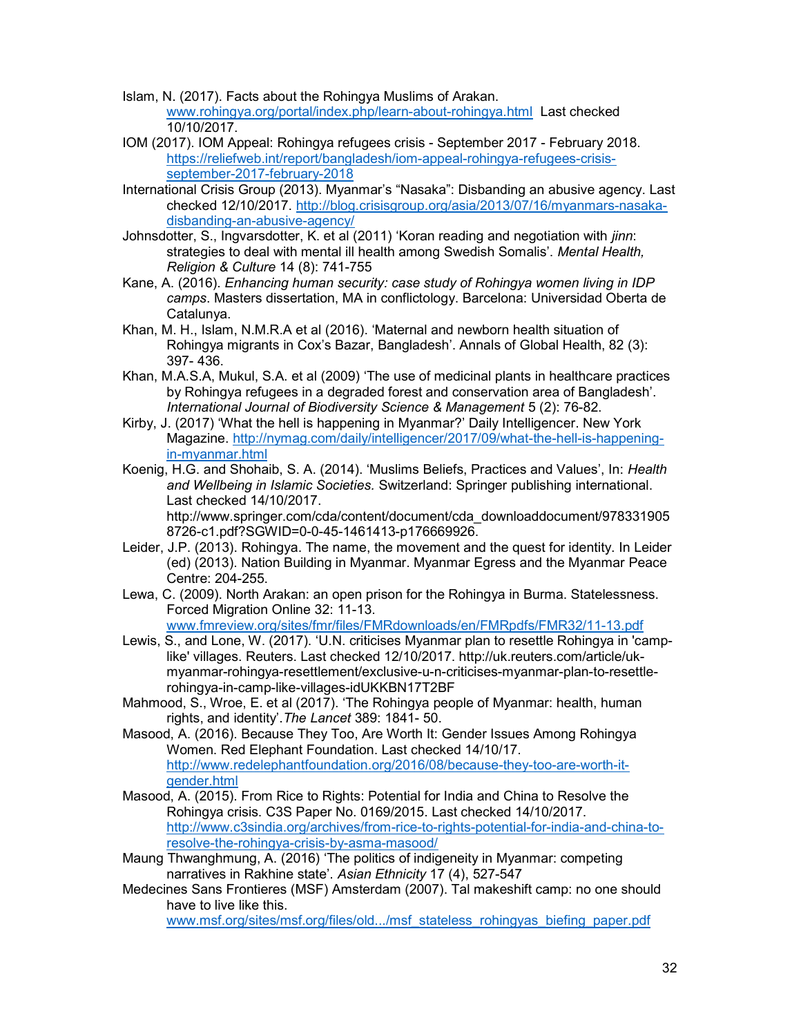Islam, N. (2017). Facts about the Rohingya Muslims of Arakan. www.rohingya.org/portal/index.php/learn-about-rohingya.html Last checked 10/10/2017.

IOM (2017). IOM Appeal: Rohingya refugees crisis - September 2017 - February 2018. https://reliefweb.int/report/bangladesh/iom-appeal-rohingya-refugees-crisis-september-2017-february-2018

International Crisis Group (2013). Myanmar's "Nasaka": Disbanding an abusive agency. Last checked 12/10/2017. http://blog.crisisgroup.org/asia/2013/07/16/myanmars-nasaka-disbanding-an-abusive-agency/

Johnsdotter, S., Ingvarsdotter, K. et al (2011) 'Koran reading and negotiation with *jinn*: strategies to deal with mental ill health among Swedish Somalis'. *Mental Health, Religion & Culture* 14 (8): 741-755

Kane, A. (2016). *Enhancing human security: case study of Rohingya women living in IDP camps*. Masters dissertation, MA in conflictology. Barcelona: Universidad Oberta de Catalunya.

Khan, M. H., Islam, N.M.R.A et al (2016). 'Maternal and newborn health situation of Rohingya migrants in Cox's Bazar, Bangladesh'. Annals of Global Health, 82 (3): 397- 436.

Khan, M.A.S.A, Mukul, S.A. et al (2009) 'The use of medicinal plants in healthcare practices by Rohingya refugees in a degraded forest and conservation area of Bangladesh'. *International Journal of Biodiversity Science & Management* 5 (2): 76-82.

Kirby, J. (2017) 'What the hell is happening in Myanmar?' Daily Intelligencer. New York Magazine. http://nymag.com/daily/intelligencer/2017/09/what-the-hell-is-happening-in-myanmar.html

Koenig, H.G. and Shohaib, S. A. (2014). 'Muslims Beliefs, Practices and Values', In: *Health and Wellbeing in Islamic Societies.* Switzerland: Springer publishing international. Last checked 14/10/2017. http://www.springer.com/cda/content/document/cda_downloaddocument/9783319058726-c1.pdf?SGWID=0-0-45-1461413-p176669926.

Leider, J.P. (2013). Rohingya. The name, the movement and the quest for identity. In Leider (ed) (2013). Nation Building in Myanmar. Myanmar Egress and the Myanmar Peace Centre: 204-255.

Lewa, C. (2009). North Arakan: an open prison for the Rohingya in Burma. Statelessness. Forced Migration Online 32: 11-13. www.fmreview.org/sites/fmr/files/FMRdownloads/en/FMRpdfs/FMR32/11-13.pdf

Lewis, S., and Lone, W. (2017). 'U.N. criticises Myanmar plan to resettle Rohingya in 'camp-like' villages. Reuters. Last checked 12/10/2017. http://uk.reuters.com/article/uk-myanmar-rohingya-resettlement/exclusive-u-n-criticises-myanmar-plan-to-resettle-rohingya-in-camp-like-villages-idUKKBN17T2BF

Mahmood, S., Wroe, E. et al (2017). 'The Rohingya people of Myanmar: health, human rights, and identity'.*The Lancet* 389: 1841- 50.

Masood, A. (2016). Because They Too, Are Worth It: Gender Issues Among Rohingya Women. Red Elephant Foundation. Last checked 14/10/17. http://www.redelephantfoundation.org/2016/08/because-they-too-are-worth-it-gender.html

Masood, A. (2015). From Rice to Rights: Potential for India and China to Resolve the Rohingya crisis. C3S Paper No. 0169/2015. Last checked 14/10/2017. http://www.c3sindia.org/archives/from-rice-to-rights-potential-for-india-and-china-to-resolve-the-rohingya-crisis-by-asma-masood/

Maung Thwanghmung, A. (2016) 'The politics of indigeneity in Myanmar: competing narratives in Rakhine state'. *Asian Ethnicity* 17 (4), 527-547

Medecines Sans Frontieres (MSF) Amsterdam (2007). Tal makeshift camp: no one should have to live like this. www.msf.org/sites/msf.org/files/old.../msf_stateless_rohingyas_biefing_paper.pdf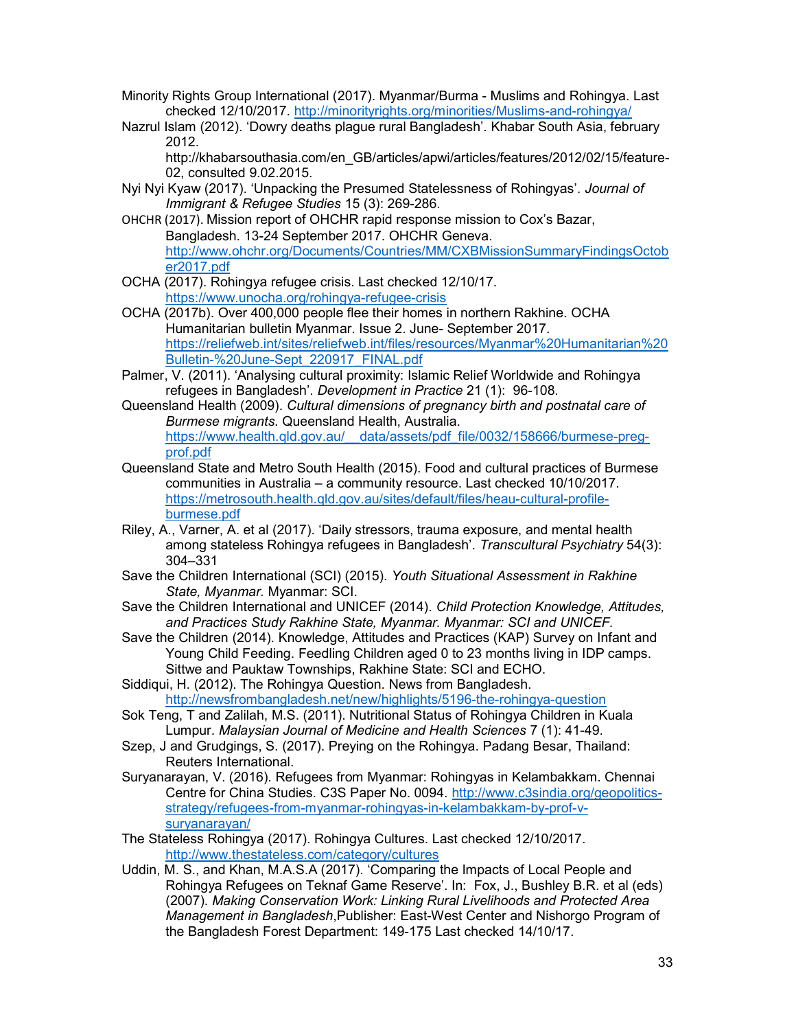Minority Rights Group International (2017). Myanmar/Burma - Muslims and Rohingya. Last checked 12/10/2017. http://minorityrights.org/minorities/Muslims-and-rohingya/

Nazrul Islam (2012). 'Dowry deaths plague rural Bangladesh'. Khabar South Asia, february 2012. http://khabarsouthasia.com/en_GB/articles/apwi/articles/features/2012/02/15/feature-02, consulted 9.02.2015.

Nyi Nyi Kyaw (2017). 'Unpacking the Presumed Statelessness of Rohingyas'. *Journal of Immigrant & Refugee Studies* 15 (3): 269-286.

OHCHR (2017). Mission report of OHCHR rapid response mission to Cox's Bazar, Bangladesh. 13-24 September 2017. OHCHR Geneva. http://www.ohchr.org/Documents/Countries/MM/CXBMissionSummaryFindingsOctober2017.pdf

OCHA (2017). Rohingya refugee crisis. Last checked 12/10/17. https://www.unocha.org/rohingya-refugee-crisis

OCHA (2017b). Over 400,000 people flee their homes in northern Rakhine. OCHA Humanitarian bulletin Myanmar. Issue 2. June- September 2017. https://reliefweb.int/sites/reliefweb.int/files/resources/Myanmar%20Humanitarian%20Bulletin-%20June-Sept_220917_FINAL.pdf

Palmer, V. (2011). 'Analysing cultural proximity: Islamic Relief Worldwide and Rohingya refugees in Bangladesh'. *Development in Practice* 21 (1): 96-108.

Queensland Health (2009). *Cultural dimensions of pregnancy birth and postnatal care of Burmese migrants*. Queensland Health, Australia. https://www.health.qld.gov.au/__data/assets/pdf_file/0032/158666/burmese-preg-prof.pdf

Queensland State and Metro South Health (2015). Food and cultural practices of Burmese communities in Australia – a community resource. Last checked 10/10/2017. https://metrosouth.health.qld.gov.au/sites/default/files/heau-cultural-profile-burmese.pdf

Riley, A., Varner, A. et al (2017). 'Daily stressors, trauma exposure, and mental health among stateless Rohingya refugees in Bangladesh'. *Transcultural Psychiatry* 54(3): 304–331

Save the Children International (SCI) (2015). *Youth Situational Assessment in Rakhine State, Myanmar.* Myanmar: SCI.

Save the Children International and UNICEF (2014). *Child Protection Knowledge, Attitudes, and Practices Study Rakhine State, Myanmar. Myanmar: SCI and UNICEF.*

Save the Children (2014). Knowledge, Attitudes and Practices (KAP) Survey on Infant and Young Child Feeding. Feedling Children aged 0 to 23 months living in IDP camps. Sittwe and Pauktaw Townships, Rakhine State: SCI and ECHO.

Siddiqui, H. (2012). The Rohingya Question. News from Bangladesh. http://newsfrombangladesh.net/new/highlights/5196-the-rohingya-question

Sok Teng, T and Zalilah, M.S. (2011). Nutritional Status of Rohingya Children in Kuala Lumpur. *Malaysian Journal of Medicine and Health Sciences* 7 (1): 41-49.

Szep, J and Grudgings, S. (2017). Preying on the Rohingya. Padang Besar, Thailand: Reuters International.

Suryanarayan, V. (2016). Refugees from Myanmar: Rohingyas in Kelambakkam. Chennai Centre for China Studies. C3S Paper No. 0094. http://www.c3sindia.org/geopolitics-strategy/refugees-from-myanmar-rohingyas-in-kelambakkam-by-prof-v-suryanarayan/

The Stateless Rohingya (2017). Rohingya Cultures. Last checked 12/10/2017. http://www.thestateless.com/category/cultures

Uddin, M. S., and Khan, M.A.S.A (2017). 'Comparing the Impacts of Local People and Rohingya Refugees on Teknaf Game Reserve'. In: Fox, J., Bushley B.R. et al (eds) (2007). *Making Conservation Work: Linking Rural Livelihoods and Protected Area Management in Bangladesh*,Publisher: East-West Center and Nishorgo Program of the Bangladesh Forest Department: 149-175 Last checked 14/10/17.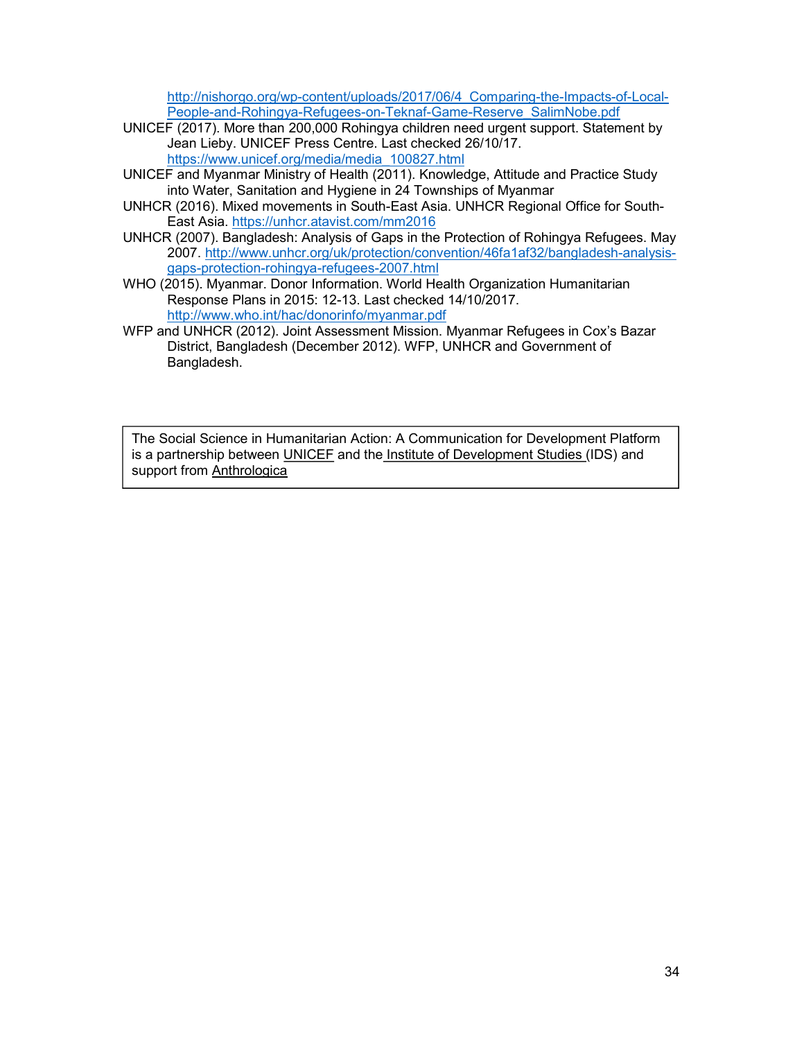http://nishorgo.org/wp-content/uploads/2017/06/4_Comparing-the-Impacts-of-Local-People-and-Rohingya-Refugees-on-Teknaf-Game-Reserve_SalimNobe.pdf

UNICEF (2017). More than 200,000 Rohingya children need urgent support. Statement by Jean Lieby. UNICEF Press Centre. Last checked 26/10/17. https://www.unicef.org/media/media_100827.html

UNICEF and Myanmar Ministry of Health (2011). Knowledge, Attitude and Practice Study into Water, Sanitation and Hygiene in 24 Townships of Myanmar

UNHCR (2016). Mixed movements in South-East Asia. UNHCR Regional Office for South-East Asia. https://unhcr.atavist.com/mm2016

UNHCR (2007). Bangladesh: Analysis of Gaps in the Protection of Rohingya Refugees. May 2007. http://www.unhcr.org/uk/protection/convention/46fa1af32/bangladesh-analysis-gaps-protection-rohingya-refugees-2007.html

WHO (2015). Myanmar. Donor Information. World Health Organization Humanitarian Response Plans in 2015: 12-13. Last checked 14/10/2017. http://www.who.int/hac/donorinfo/myanmar.pdf

WFP and UNHCR (2012). Joint Assessment Mission. Myanmar Refugees in Cox's Bazar District, Bangladesh (December 2012). WFP, UNHCR and Government of Bangladesh.

The Social Science in Humanitarian Action: A Communication for Development Platform is a partnership between UNICEF and the Institute of Development Studies (IDS) and support from Anthrologica